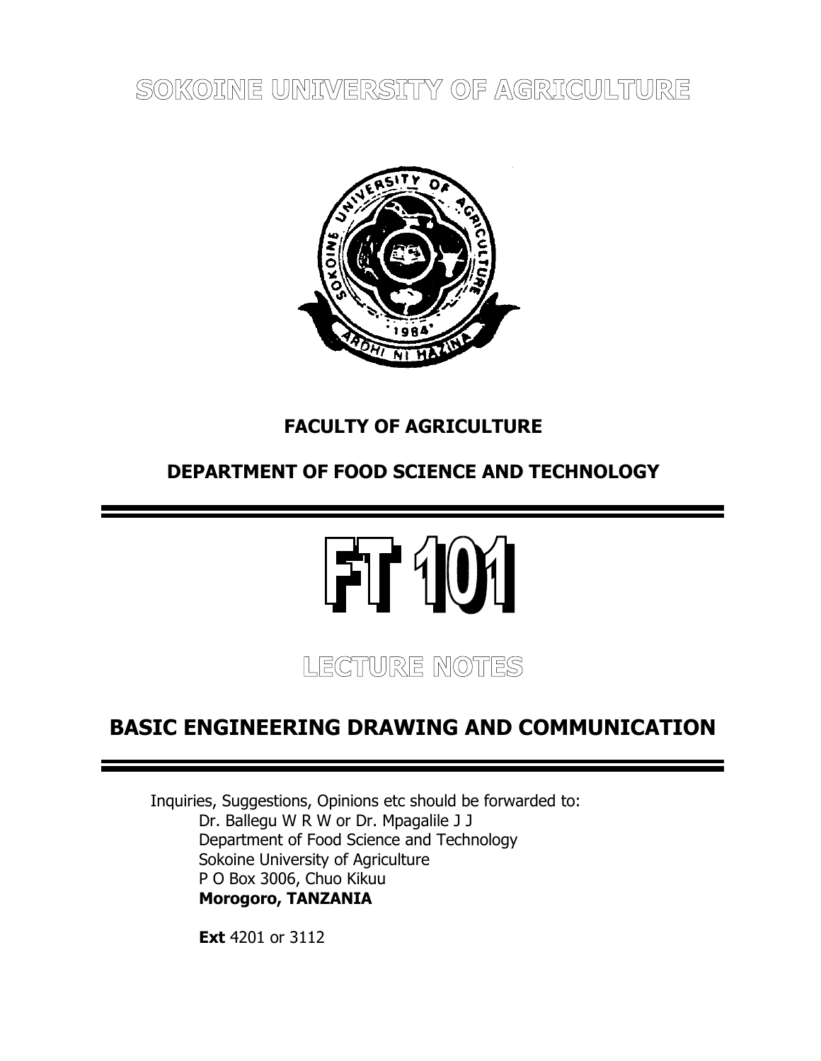# SOKOINE UNIVERSITY OF AGRICULTURE

## FACULTY OF AGRICULTURE

## DEPARTMENT OF FOOD SCIENCE AND TECHNOLOGY

# FT 101

## LECTURE NOTES

# BASIC ENGINEERING DRAWING AND COMMUNICATION

Inquiries, Suggestions, Opinions etc should be forwarded to:

Dr. Ballegu W R W or Dr. Mpagalile J J
Department of Food Science and Technology
Sokoine University of Agriculture
P O Box 3006, Chuo Kikuu
**Morogoro, TANZANIA**

**Ext** 4201 or 3112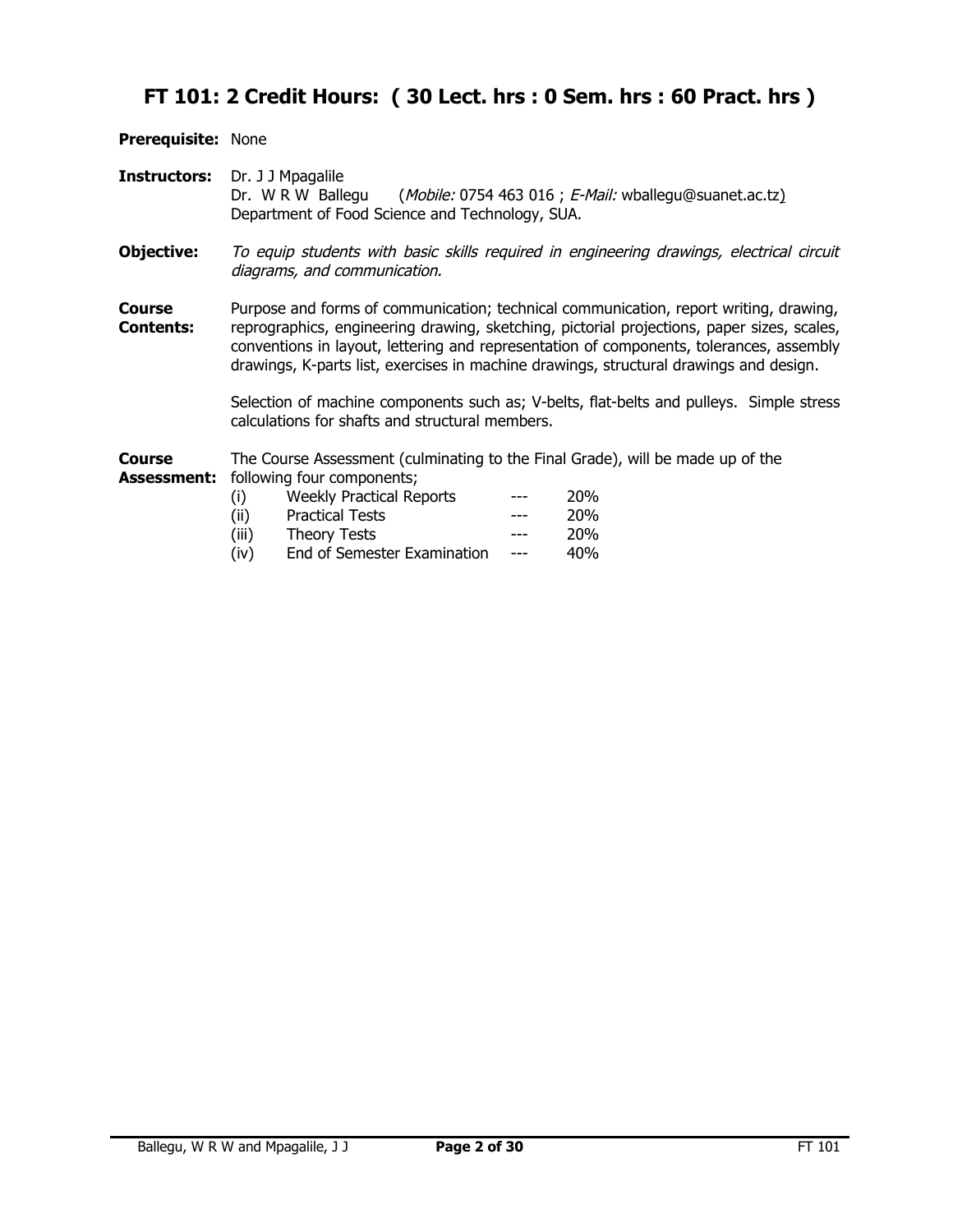## FT 101: 2 Credit Hours: ( 30 Lect. hrs : 0 Sem. hrs : 60 Pract. hrs )

**Prerequisite:** None

**Instructors:** Dr. J J Mpagalile  
Dr. W R W Ballegu (*Mobile:* 0754 463 016 ; *E-Mail:* wballegu@suanet.ac.tz)  
Department of Food Science and Technology, SUA.

**Objective:** *To equip students with basic skills required in engineering drawings, electrical circuit diagrams, and communication.*

**Course Contents:** Purpose and forms of communication; technical communication, report writing, drawing, reprographics, engineering drawing, sketching, pictorial projections, paper sizes, scales, conventions in layout, lettering and representation of components, tolerances, assembly drawings, K-parts list, exercises in machine drawings, structural drawings and design.

Selection of machine components such as; V-belts, flat-belts and pulleys. Simple stress calculations for shafts and structural members.

**Course Assessment:** The Course Assessment (culminating to the Final Grade), will be made up of the following four components;

(i) Weekly Practical Reports --- 20%  
(ii) Practical Tests --- 20%  
(iii) Theory Tests --- 20%  
(iv) End of Semester Examination --- 40%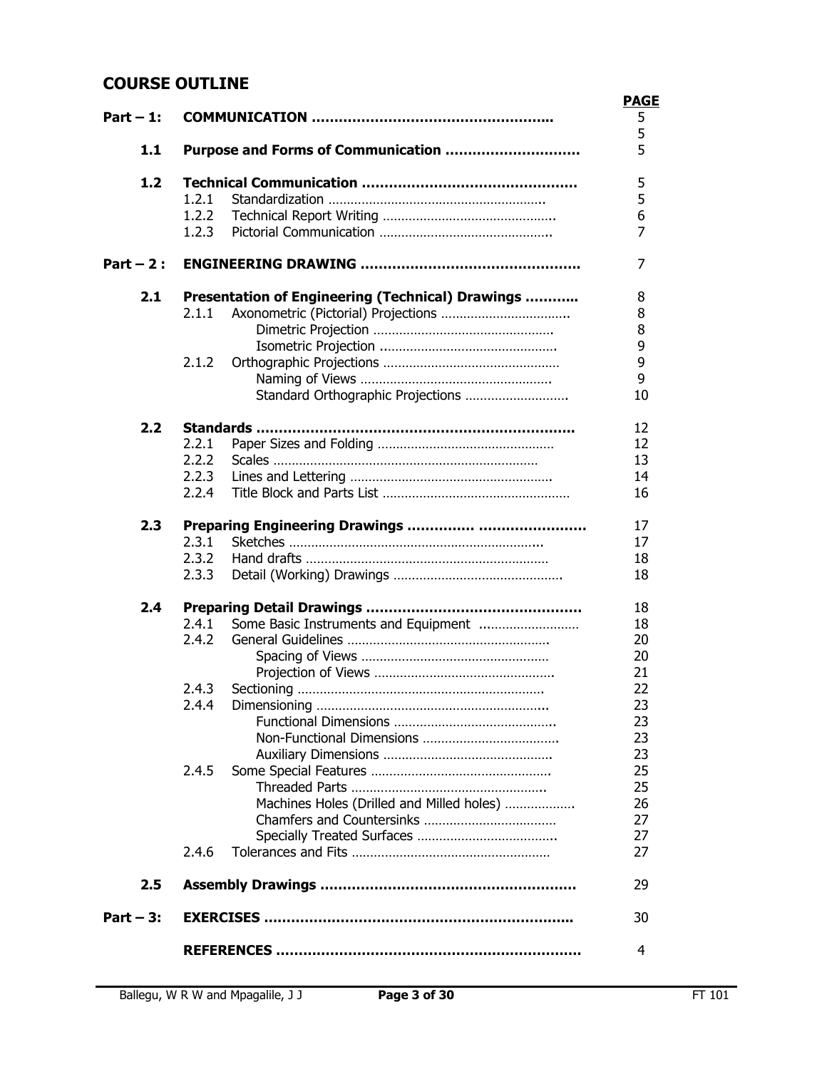## COURSE OUTLINE

| | | | PAGE |
|---|---|---|---|
| **Part – 1:** | **COMMUNICATION ……………………………………………..** | | 5 |
| | | | 5 |
| **1.1** | **Purpose and Forms of Communication ………………………..** | | 5 |
| **1.2** | **Technical Communication ……………………………………….** | | 5 |
| | 1.2.1 | Standardization …………………………………………….. | 5 |
| | 1.2.2 | Technical Report Writing ……………………………………….. | 6 |
| | 1.2.3 | Pictorial Communication ……………………………………….. | 7 |
| **Part – 2 :** | **ENGINEERING DRAWING ………………………………………..** | | 7 |
| **2.1** | **Presentation of Engineering (Technical) Drawings ………..** | | 8 |
| | 2.1.1 | Axonometric (Pictorial) Projections …………………………….. | 8 |
| | | Dimetric Projection …………………………………………. | 8 |
| | | Isometric Projection ………………………………………. | 9 |
| | 2.1.2 | Orthographic Projections ………………………………………… | 9 |
| | | Naming of Views ……………………………………………. | 9 |
| | | Standard Orthographic Projections ………………………. | 10 |
| **2.2** | **Standards ……………………………………………………………..** | | 12 |
| | 2.2.1 | Paper Sizes and Folding ………………………………………… | 12 |
| | 2.2.2 | Scales ……………………………………………………………… | 13 |
| | 2.2.3 | Lines and Lettering ………………………………………………. | 14 |
| | 2.2.4 | Title Block and Parts List …………………………………………… | 16 |
| **2.3** | **Preparing Engineering Drawings …………… ……………………** | | 17 |
| | 2.3.1 | Sketches …………………………………………………………….. | 17 |
| | 2.3.2 | Hand drafts ………………………………………………………… | 18 |
| | 2.3.3 | Detail (Working) Drawings ………………………………………. | 18 |
| **2.4** | **Preparing Detail Drawings ………………………………………** | | 18 |
| | 2.4.1 | Some Basic Instruments and Equipment ……………………… | 18 |
| | 2.4.2 | General Guidelines ………………………………………………. | 20 |
| | | Spacing of Views …………………………………………… | 20 |
| | | Projection of Views …………………………………………. | 21 |
| | 2.4.3 | Sectioning …………………………………………………………. | 22 |
| | 2.4.4 | Dimensioning ……………………………………………………….. | 23 |
| | | Functional Dimensions …………………………………….. | 23 |
| | | Non-Functional Dimensions …………………………….. | 23 |
| | | Auxiliary Dimensions ………………………………………. | 23 |
| | 2.4.5 | Some Special Features …………………………………………. | 25 |
| | | Threaded Parts ……………………………………………. | 25 |
| | | Machines Holes (Drilled and Milled holes) ………………. | 26 |
| | | Chamfers and Countersinks ……………………………… | 27 |
| | | Specially Treated Surfaces ……………………………….. | 27 |
| | 2.4.6 | Tolerances and Fits ……………………………………………… | 27 |
| **2.5** | **Assembly Drawings …………………………………………………** | | 29 |
| **Part – 3:** | **EXERCISES …………………………………………………………..** | | 30 |
| | **REFERENCES …………………………………………………………** | | 4 |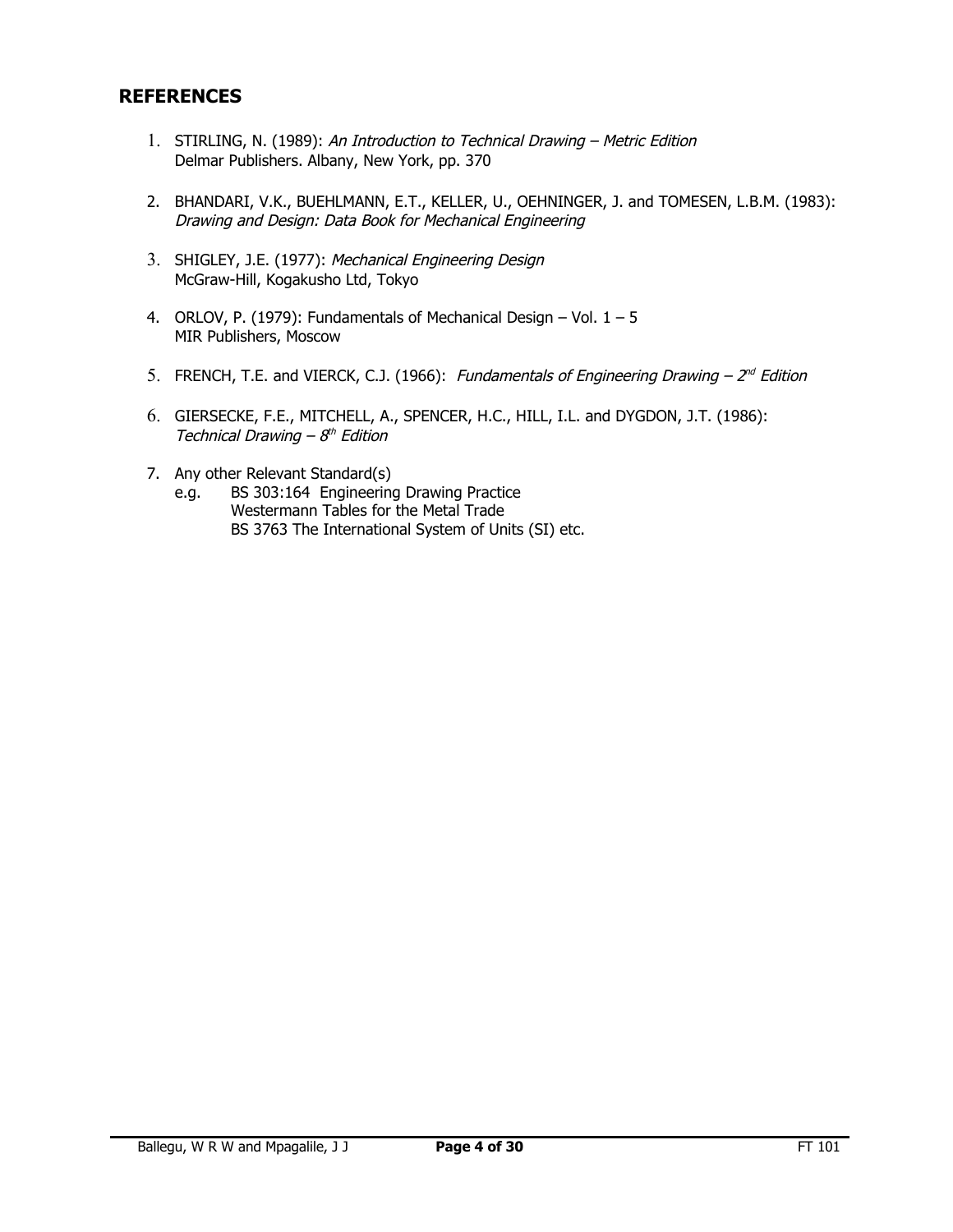## REFERENCES

1. STIRLING, N. (1989): *An Introduction to Technical Drawing – Metric Edition*
   Delmar Publishers. Albany, New York, pp. 370

2. BHANDARI, V.K., BUEHLMANN, E.T., KELLER, U., OEHNINGER, J. and TOMESEN, L.B.M. (1983): *Drawing and Design: Data Book for Mechanical Engineering*

3. SHIGLEY, J.E. (1977): *Mechanical Engineering Design*
   McGraw-Hill, Kogakusho Ltd, Tokyo

4. ORLOV, P. (1979): Fundamentals of Mechanical Design – Vol. 1 – 5
   MIR Publishers, Moscow

5. FRENCH, T.E. and VIERCK, C.J. (1966): *Fundamentals of Engineering Drawing – 2nd Edition*

6. GIERSECKE, F.E., MITCHELL, A., SPENCER, H.C., HILL, I.L. and DYGDON, J.T. (1986): *Technical Drawing – 8th Edition*

7. Any other Relevant Standard(s)
   e.g. BS 303:164 Engineering Drawing Practice
   Westermann Tables for the Metal Trade
   BS 3763 The International System of Units (SI) etc.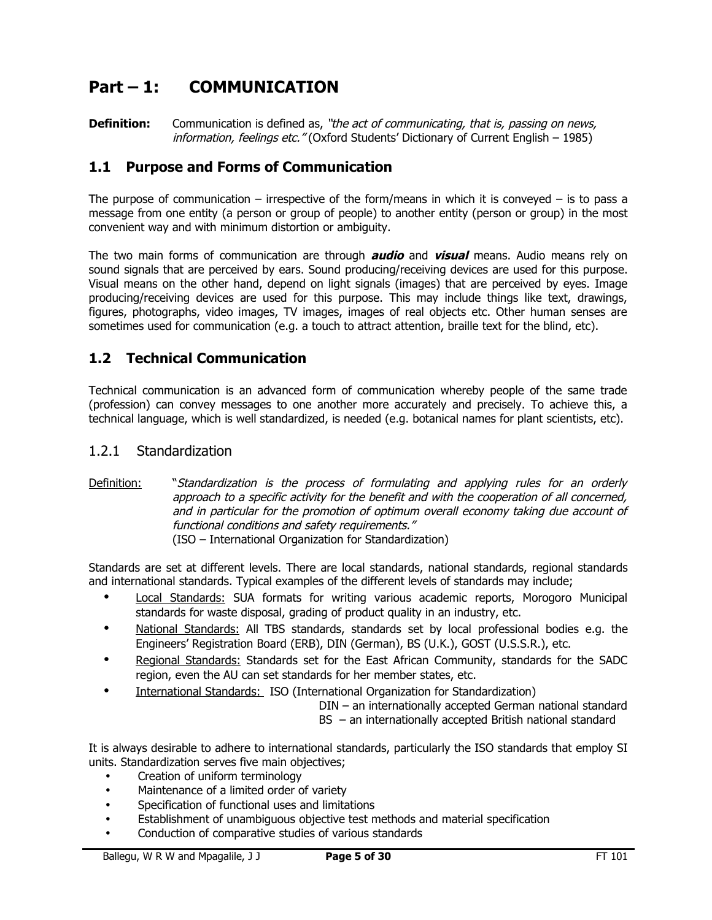# Part – 1: COMMUNICATION

**Definition:** Communication is defined as, *"the act of communicating, that is, passing on news, information, feelings etc."* (Oxford Students' Dictionary of Current English – 1985)

## 1.1 Purpose and Forms of Communication

The purpose of communication – irrespective of the form/means in which it is conveyed – is to pass a message from one entity (a person or group of people) to another entity (person or group) in the most convenient way and with minimum distortion or ambiguity.

The two main forms of communication are through ***audio*** and ***visual*** means. Audio means rely on sound signals that are perceived by ears. Sound producing/receiving devices are used for this purpose. Visual means on the other hand, depend on light signals (images) that are perceived by eyes. Image producing/receiving devices are used for this purpose. This may include things like text, drawings, figures, photographs, video images, TV images, images of real objects etc. Other human senses are sometimes used for communication (e.g. a touch to attract attention, braille text for the blind, etc).

## 1.2 Technical Communication

Technical communication is an advanced form of communication whereby people of the same trade (profession) can convey messages to one another more accurately and precisely. To achieve this, a technical language, which is well standardized, is needed (e.g. botanical names for plant scientists, etc).

### 1.2.1 Standardization

Definition: "*Standardization is the process of formulating and applying rules for an orderly approach to a specific activity for the benefit and with the cooperation of all concerned, and in particular for the promotion of optimum overall economy taking due account of functional conditions and safety requirements.*"
(ISO – International Organization for Standardization)

Standards are set at different levels. There are local standards, national standards, regional standards and international standards. Typical examples of the different levels of standards may include;

- Local Standards: SUA formats for writing various academic reports, Morogoro Municipal standards for waste disposal, grading of product quality in an industry, etc.
- National Standards: All TBS standards, standards set by local professional bodies e.g. the Engineers' Registration Board (ERB), DIN (German), BS (U.K.), GOST (U.S.S.R.), etc.
- Regional Standards: Standards set for the East African Community, standards for the SADC region, even the AU can set standards for her member states, etc.
- International Standards: ISO (International Organization for Standardization)
  DIN – an internationally accepted German national standard
  BS – an internationally accepted British national standard

It is always desirable to adhere to international standards, particularly the ISO standards that employ SI units. Standardization serves five main objectives;

- Creation of uniform terminology
- Maintenance of a limited order of variety
- Specification of functional uses and limitations
- Establishment of unambiguous objective test methods and material specification
- Conduction of comparative studies of various standards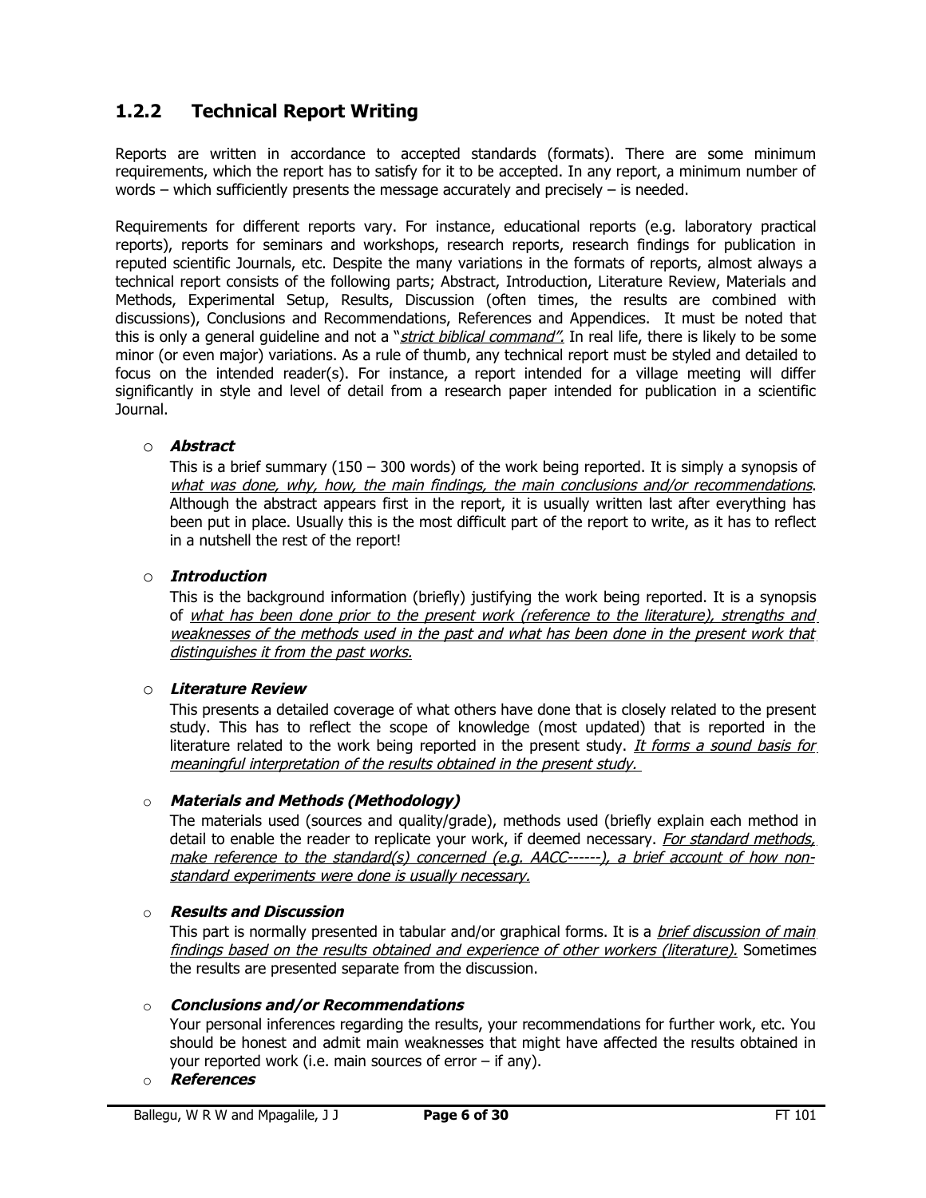### 1.2.2 Technical Report Writing

Reports are written in accordance to accepted standards (formats). There are some minimum requirements, which the report has to satisfy for it to be accepted. In any report, a minimum number of words – which sufficiently presents the message accurately and precisely – is needed.

Requirements for different reports vary. For instance, educational reports (e.g. laboratory practical reports), reports for seminars and workshops, research reports, research findings for publication in reputed scientific Journals, etc. Despite the many variations in the formats of reports, almost always a technical report consists of the following parts; Abstract, Introduction, Literature Review, Materials and Methods, Experimental Setup, Results, Discussion (often times, the results are combined with discussions), Conclusions and Recommendations, References and Appendices. It must be noted that this is only a general guideline and not a "*strict biblical command".* In real life, there is likely to be some minor (or even major) variations. As a rule of thumb, any technical report must be styled and detailed to focus on the intended reader(s). For instance, a report intended for a village meeting will differ significantly in style and level of detail from a research paper intended for publication in a scientific Journal.

- ***Abstract***

  This is a brief summary (150 – 300 words) of the work being reported. It is simply a synopsis of *what was done, why, how, the main findings, the main conclusions and/or recommendations*. Although the abstract appears first in the report, it is usually written last after everything has been put in place. Usually this is the most difficult part of the report to write, as it has to reflect in a nutshell the rest of the report!

- ***Introduction***

  This is the background information (briefly) justifying the work being reported. It is a synopsis of *what has been done prior to the present work (reference to the literature), strengths and weaknesses of the methods used in the past and what has been done in the present work that distinguishes it from the past works.*

- ***Literature Review***

  This presents a detailed coverage of what others have done that is closely related to the present study. This has to reflect the scope of knowledge (most updated) that is reported in the literature related to the work being reported in the present study. *It forms a sound basis for meaningful interpretation of the results obtained in the present study.*

- ***Materials and Methods (Methodology)***

  The materials used (sources and quality/grade), methods used (briefly explain each method in detail to enable the reader to replicate your work, if deemed necessary. *For standard methods, make reference to the standard(s) concerned (e.g. AACC------), a brief account of how non-standard experiments were done is usually necessary.*

- ***Results and Discussion***

  This part is normally presented in tabular and/or graphical forms. It is a *brief discussion of main findings based on the results obtained and experience of other workers (literature).* Sometimes the results are presented separate from the discussion.

- ***Conclusions and/or Recommendations***

  Your personal inferences regarding the results, your recommendations for further work, etc. You should be honest and admit main weaknesses that might have affected the results obtained in your reported work (i.e. main sources of error – if any).

- ***References***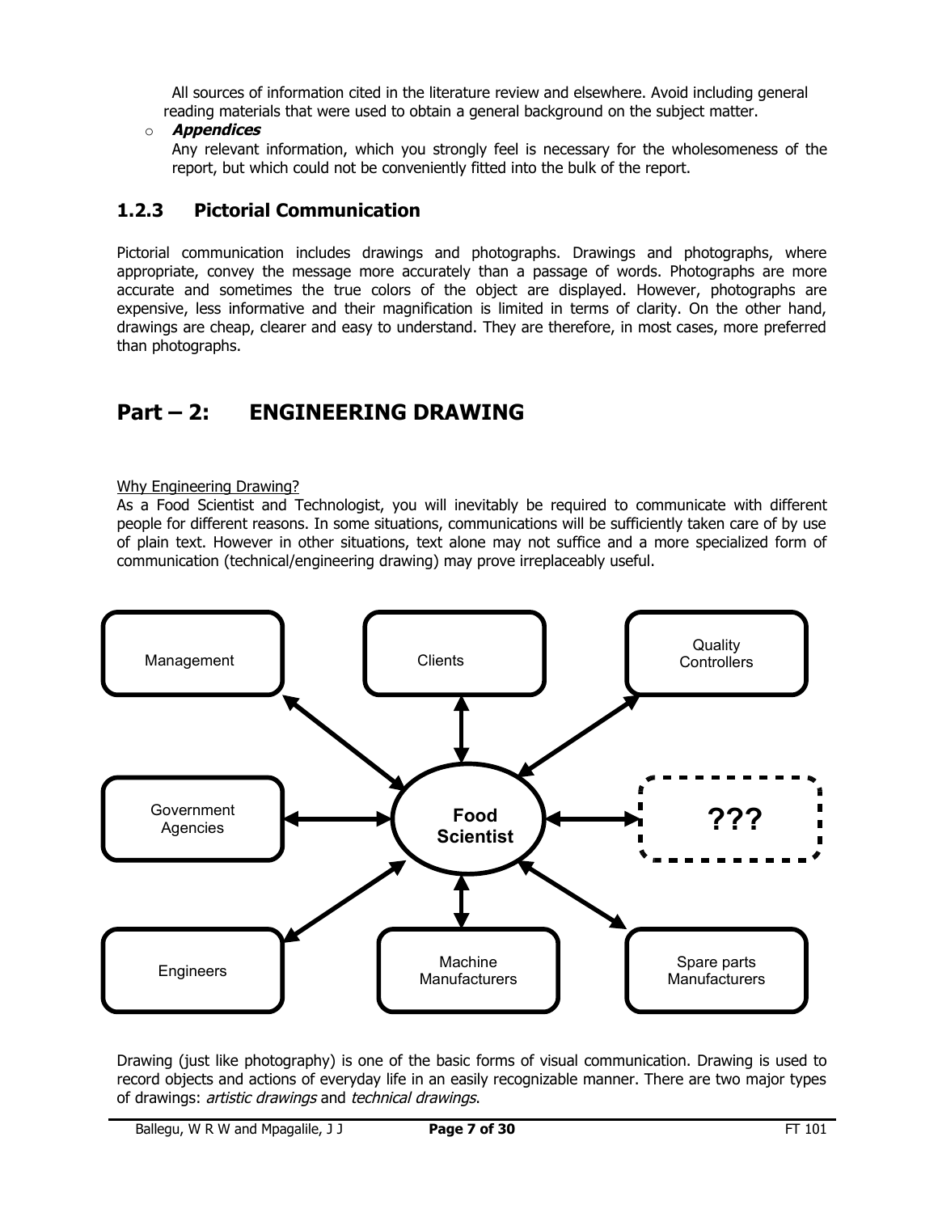All sources of information cited in the literature review and elsewhere. Avoid including general reading materials that were used to obtain a general background on the subject matter.

- ***Appendices***

  Any relevant information, which you strongly feel is necessary for the wholesomeness of the report, but which could not be conveniently fitted into the bulk of the report.

### 1.2.3 Pictorial Communication

Pictorial communication includes drawings and photographs. Drawings and photographs, where appropriate, convey the message more accurately than a passage of words. Photographs are more accurate and sometimes the true colors of the object are displayed. However, photographs are expensive, less informative and their magnification is limited in terms of clarity. On the other hand, drawings are cheap, clearer and easy to understand. They are therefore, in most cases, more preferred than photographs.

## Part – 2: ENGINEERING DRAWING

Why Engineering Drawing?

As a Food Scientist and Technologist, you will inevitably be required to communicate with different people for different reasons. In some situations, communications will be sufficiently taken care of by use of plain text. However in other situations, text alone may not suffice and a more specialized form of communication (technical/engineering drawing) may prove irreplaceably useful.

Management | Clients | Quality Controllers

Government Agencies | **Food Scientist** | **???**

Engineers | Machine Manufacturers | Spare parts Manufacturers

Drawing (just like photography) is one of the basic forms of visual communication. Drawing is used to record objects and actions of everyday life in an easily recognizable manner. There are two major types of drawings: *artistic drawings* and *technical drawings*.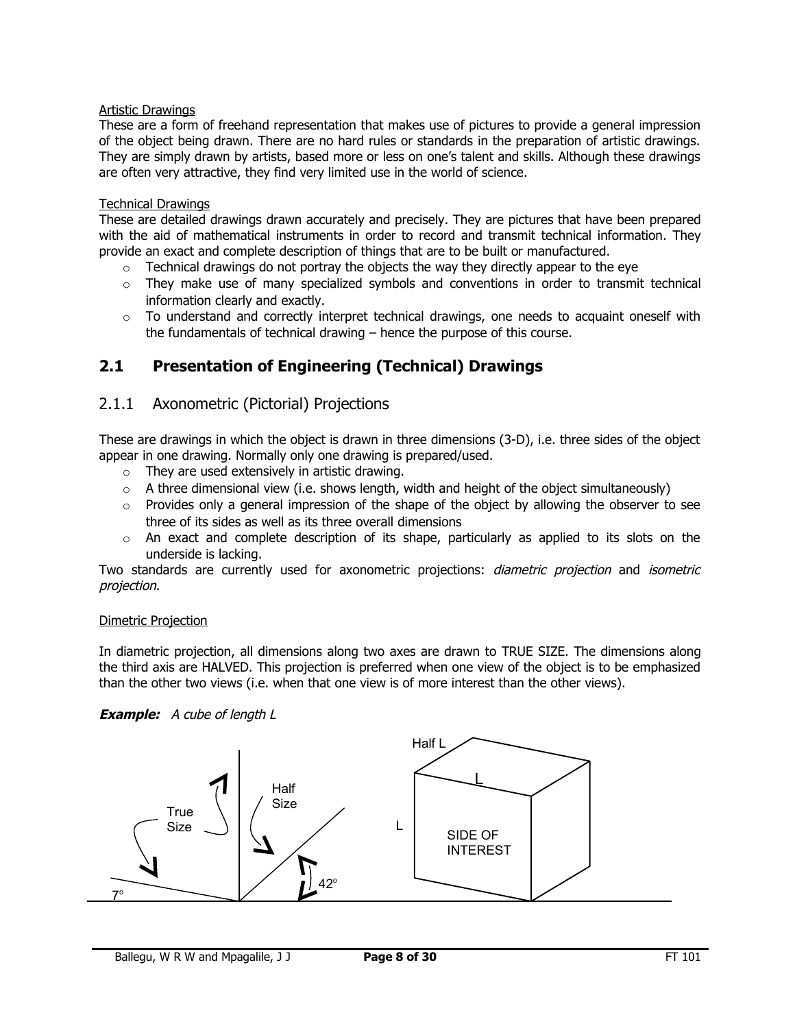<u>Artistic Drawings</u>

These are a form of freehand representation that makes use of pictures to provide a general impression of the object being drawn. There are no hard rules or standards in the preparation of artistic drawings. They are simply drawn by artists, based more or less on one's talent and skills. Although these drawings are often very attractive, they find very limited use in the world of science.

<u>Technical Drawings</u>

These are detailed drawings drawn accurately and precisely. They are pictures that have been prepared with the aid of mathematical instruments in order to record and transmit technical information. They provide an exact and complete description of things that are to be built or manufactured.

- Technical drawings do not portray the objects the way they directly appear to the eye
- They make use of many specialized symbols and conventions in order to transmit technical information clearly and exactly.
- To understand and correctly interpret technical drawings, one needs to acquaint oneself with the fundamentals of technical drawing – hence the purpose of this course.

## 2.1 Presentation of Engineering (Technical) Drawings

### 2.1.1 Axonometric (Pictorial) Projections

These are drawings in which the object is drawn in three dimensions (3-D), i.e. three sides of the object appear in one drawing. Normally only one drawing is prepared/used.

- They are used extensively in artistic drawing.
- A three dimensional view (i.e. shows length, width and height of the object simultaneously)
- Provides only a general impression of the shape of the object by allowing the observer to see three of its sides as well as its three overall dimensions
- An exact and complete description of its shape, particularly as applied to its slots on the underside is lacking.

Two standards are currently used for axonometric projections: *diametric projection* and *isometric projection*.

<u>Dimetric Projection</u>

In diametric projection, all dimensions along two axes are drawn to TRUE SIZE. The dimensions along the third axis are HALVED. This projection is preferred when one view of the object is to be emphasized than the other two views (i.e. when that one view is of more interest than the other views).

***Example:*** *A cube of length L*

True Size | Half Size | 7° | 42° | Half L | L | L | SIDE OF INTEREST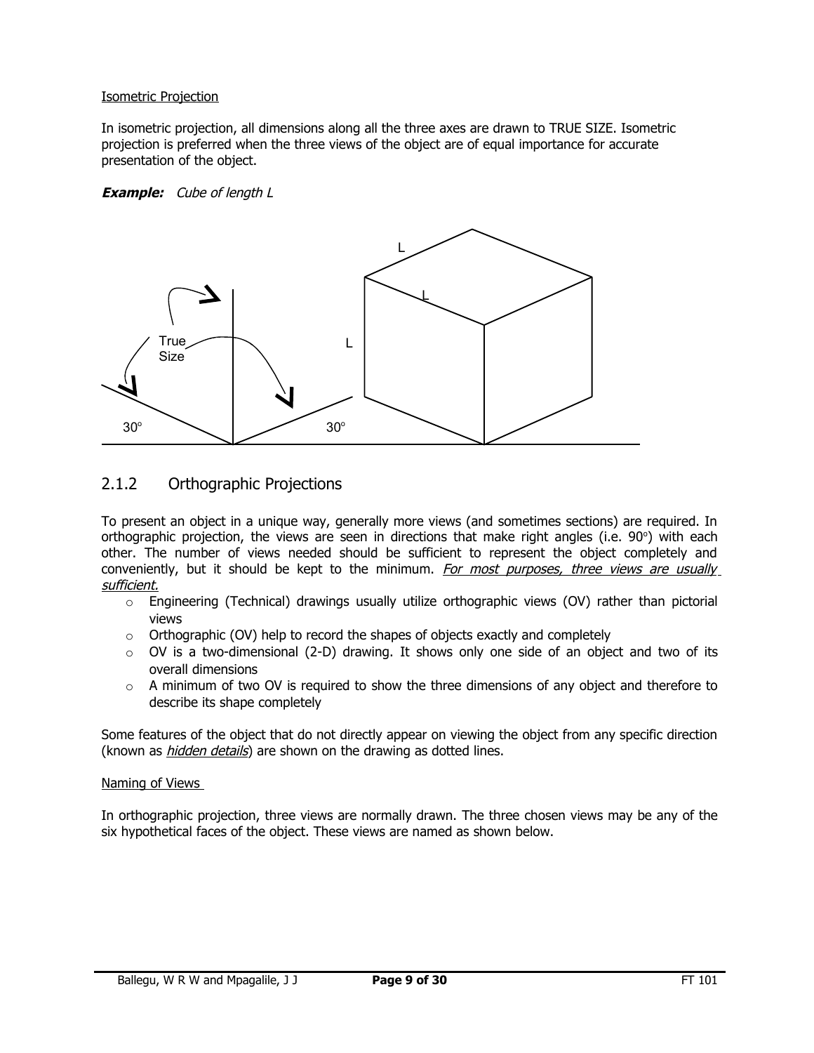Isometric Projection

In isometric projection, all dimensions along all the three axes are drawn to TRUE SIZE. Isometric projection is preferred when the three views of the object are of equal importance for accurate presentation of the object.

***Example:*** *Cube of length L*

## 2.1.2 Orthographic Projections

To present an object in a unique way, generally more views (and sometimes sections) are required. In orthographic projection, the views are seen in directions that make right angles (i.e. 90°) with each other. The number of views needed should be sufficient to represent the object completely and conveniently, but it should be kept to the minimum. *For most purposes, three views are usually sufficient.*

- Engineering (Technical) drawings usually utilize orthographic views (OV) rather than pictorial views
- Orthographic (OV) help to record the shapes of objects exactly and completely
- OV is a two-dimensional (2-D) drawing. It shows only one side of an object and two of its overall dimensions
- A minimum of two OV is required to show the three dimensions of any object and therefore to describe its shape completely

Some features of the object that do not directly appear on viewing the object from any specific direction (known as *hidden details*) are shown on the drawing as dotted lines.

Naming of Views

In orthographic projection, three views are normally drawn. The three chosen views may be any of the six hypothetical faces of the object. These views are named as shown below.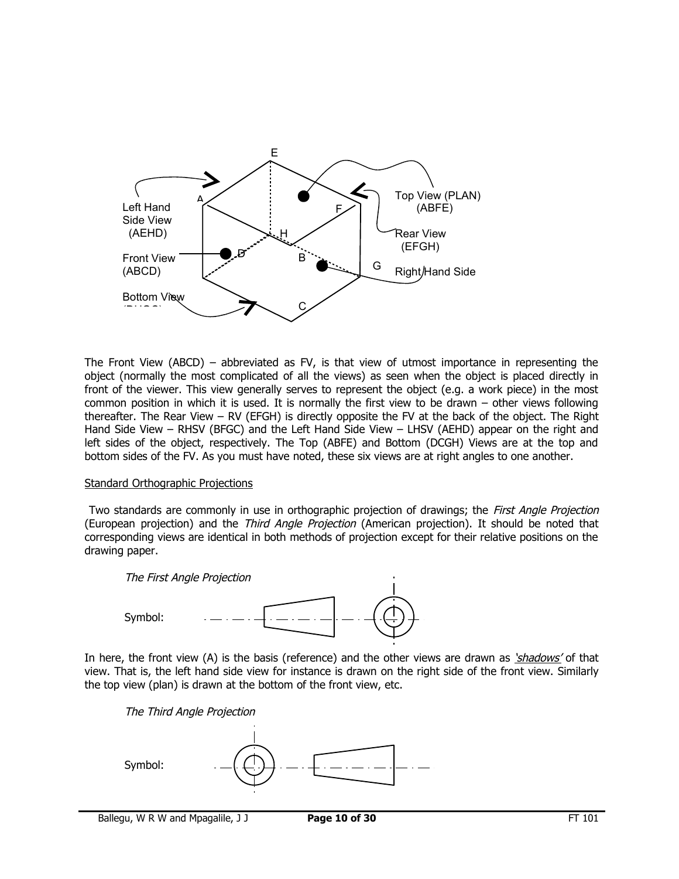The Front View (ABCD) – abbreviated as FV, is that view of utmost importance in representing the object (normally the most complicated of all the views) as seen when the object is placed directly in front of the viewer. This view generally serves to represent the object (e.g. a work piece) in the most common position in which it is used. It is normally the first view to be drawn – other views following thereafter. The Rear View – RV (EFGH) is directly opposite the FV at the back of the object. The Right Hand Side View – RHSV (BFGC) and the Left Hand Side View – LHSV (AEHD) appear on the right and left sides of the object, respectively. The Top (ABFE) and Bottom (DCGH) Views are at the top and bottom sides of the FV. As you must have noted, these six views are at right angles to one another.

Standard Orthographic Projections

Two standards are commonly in use in orthographic projection of drawings; the *First Angle Projection* (European projection) and the *Third Angle Projection* (American projection). It should be noted that corresponding views are identical in both methods of projection except for their relative positions on the drawing paper.

*The First Angle Projection*

Symbol:

In here, the front view (A) is the basis (reference) and the other views are drawn as *'shadows'* of that view. That is, the left hand side view for instance is drawn on the right side of the front view. Similarly the top view (plan) is drawn at the bottom of the front view, etc.

*The Third Angle Projection*

Symbol: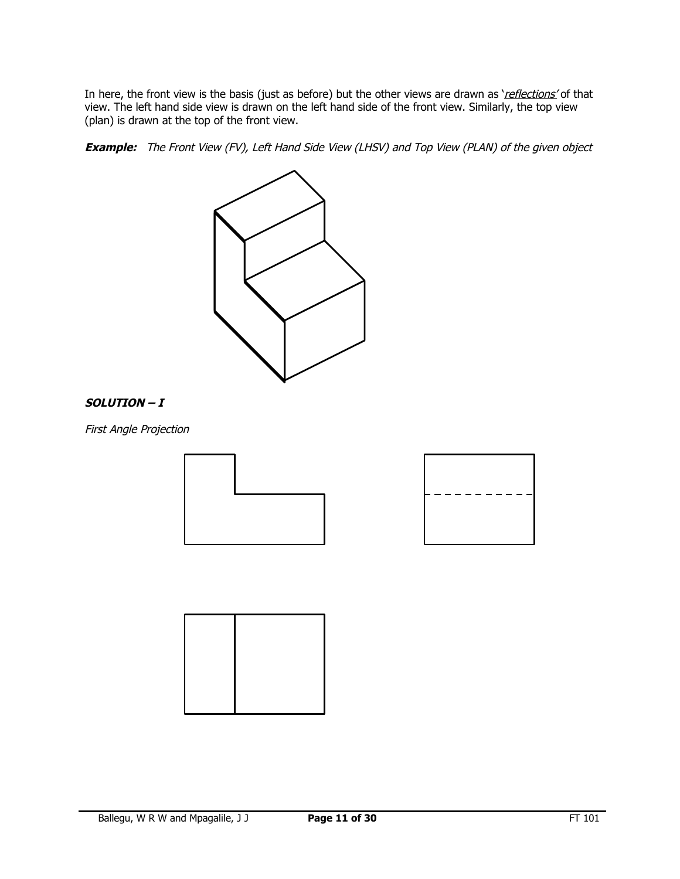In here, the front view is the basis (just as before) but the other views are drawn as '*reflections*' of that view. The left hand side view is drawn on the left hand side of the front view. Similarly, the top view (plan) is drawn at the top of the front view.

***Example:*** *The Front View (FV), Left Hand Side View (LHSV) and Top View (PLAN) of the given object*

***SOLUTION – I***

*First Angle Projection*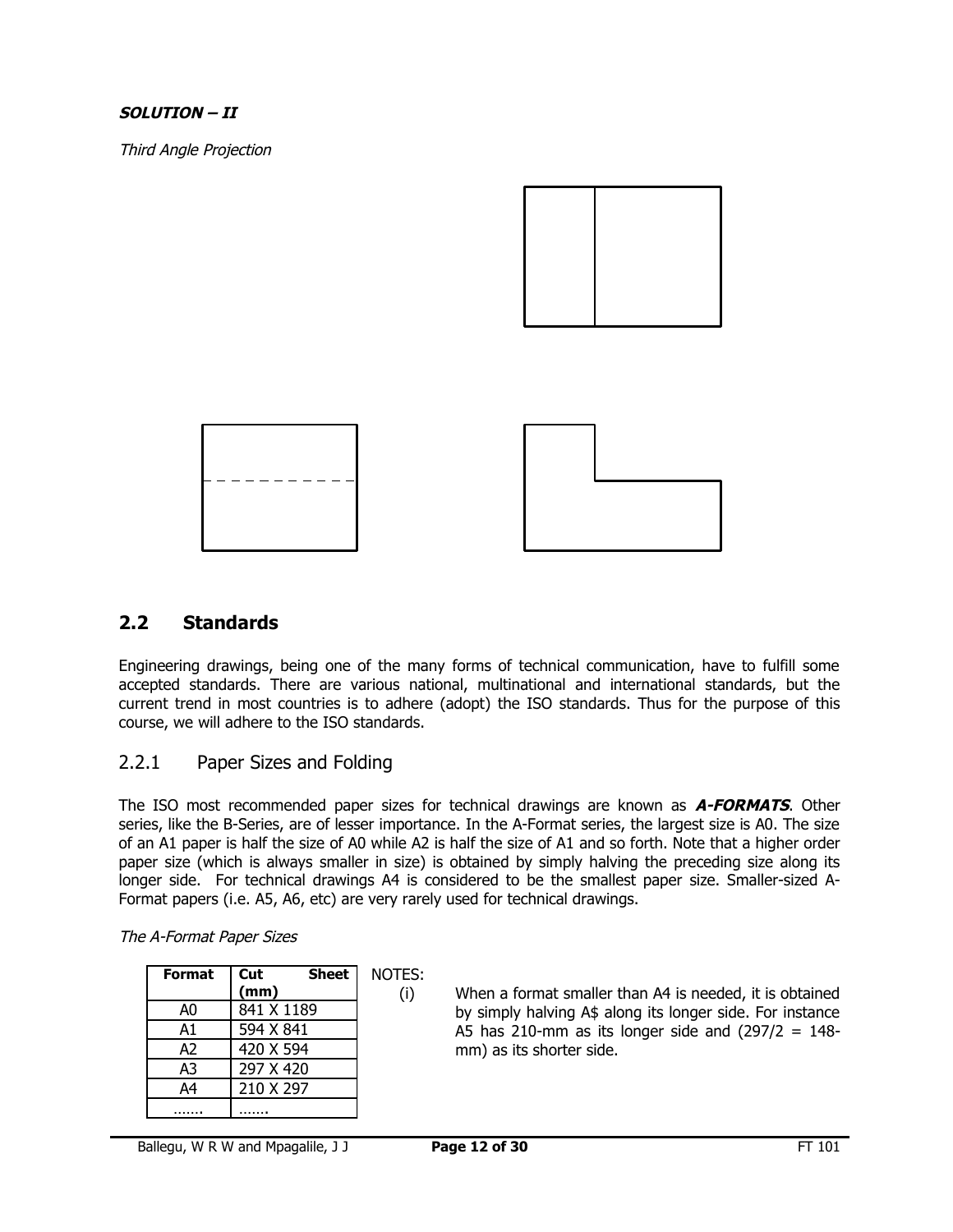***SOLUTION – II***

*Third Angle Projection*

## 2.2 Standards

Engineering drawings, being one of the many forms of technical communication, have to fulfill some accepted standards. There are various national, multinational and international standards, but the current trend in most countries is to adhere (adopt) the ISO standards. Thus for the purpose of this course, we will adhere to the ISO standards.

### 2.2.1 Paper Sizes and Folding

The ISO most recommended paper sizes for technical drawings are known as ***A-FORMATS***. Other series, like the B-Series, are of lesser importance. In the A-Format series, the largest size is A0. The size of an A1 paper is half the size of A0 while A2 is half the size of A1 and so forth. Note that a higher order paper size (which is always smaller in size) is obtained by simply halving the preceding size along its longer side. For technical drawings A4 is considered to be the smallest paper size. Smaller-sized A-Format papers (i.e. A5, A6, etc) are very rarely used for technical drawings.

*The A-Format Paper Sizes*

| Format | Cut Sheet (mm) |
|---|---|
| A0 | 841 X 1189 |
| A1 | 594 X 841 |
| A2 | 420 X 594 |
| A3 | 297 X 420 |
| A4 | 210 X 297 |
| ……. | ……. |

NOTES:

(i) When a format smaller than A4 is needed, it is obtained by simply halving A$ along its longer side. For instance A5 has 210-mm as its longer side and (297/2 = 148-mm) as its shorter side.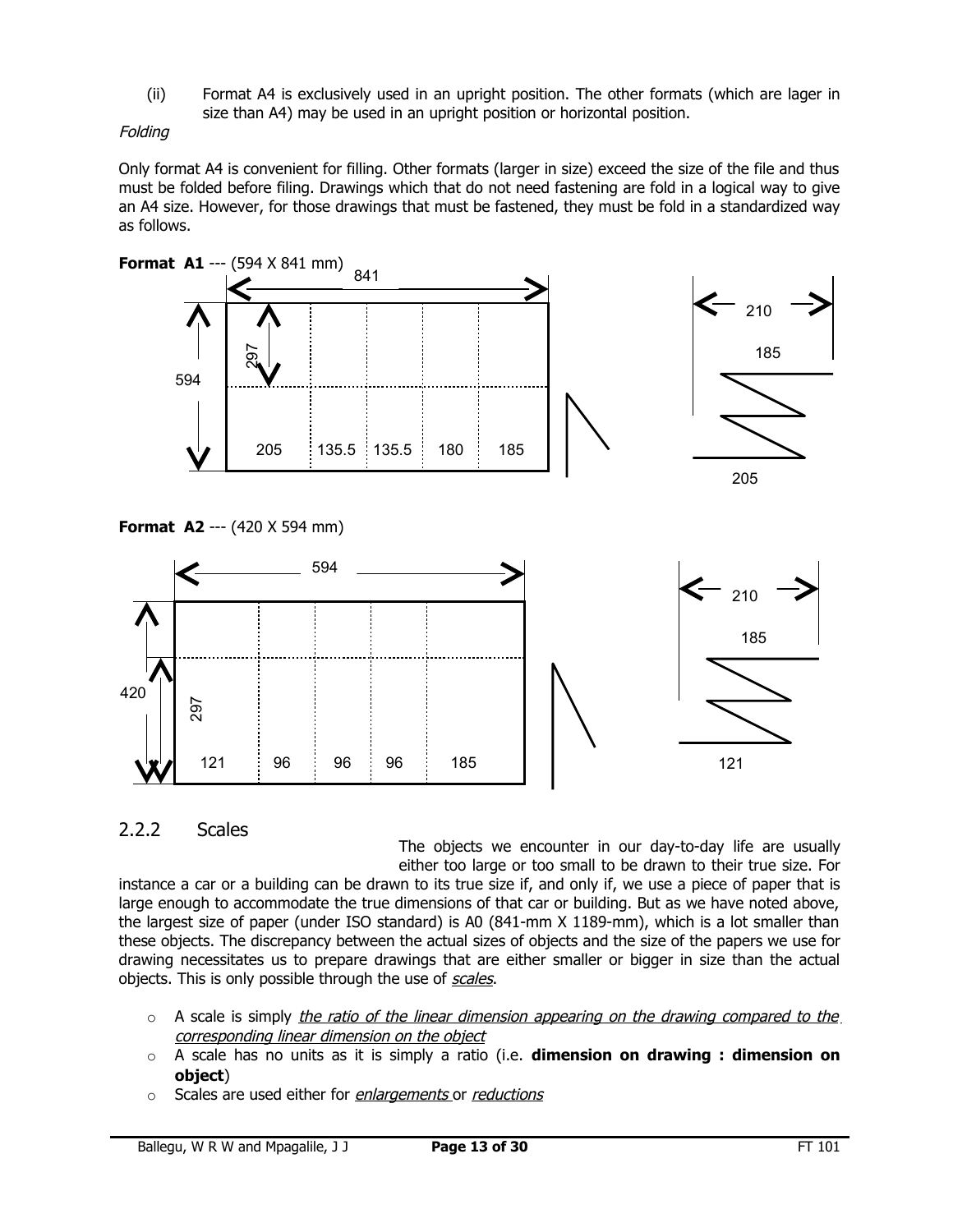(ii) Format A4 is exclusively used in an upright position. The other formats (which are lager in size than A4) may be used in an upright position or horizontal position.

*Folding*

Only format A4 is convenient for filling. Other formats (larger in size) exceed the size of the file and thus must be folded before filing. Drawings which that do not need fastening are fold in a logical way to give an A4 size. However, for those drawings that must be fastened, they must be fold in a standardized way as follows.

**Format A1** --- (594 X 841 mm)

841

594

297

205 | 135.5 | 135.5 | 180 | 185

210

185

205

**Format A2** --- (420 X 594 mm)

594

420

297

121 | 96 | 96 | 96 | 185

210

185

121

## 2.2.2 Scales

The objects we encounter in our day-to-day life are usually either too large or too small to be drawn to their true size. For instance a car or a building can be drawn to its true size if, and only if, we use a piece of paper that is large enough to accommodate the true dimensions of that car or building. But as we have noted above, the largest size of paper (under ISO standard) is A0 (841-mm X 1189-mm), which is a lot smaller than these objects. The discrepancy between the actual sizes of objects and the size of the papers we use for drawing necessitates us to prepare drawings that are either smaller or bigger in size than the actual objects. This is only possible through the use of *scales*.

- A scale is simply *the ratio of the linear dimension appearing on the drawing compared to the corresponding linear dimension on the object*
- A scale has no units as it is simply a ratio (i.e. **dimension on drawing : dimension on object**)
- Scales are used either for *enlargements* or *reductions*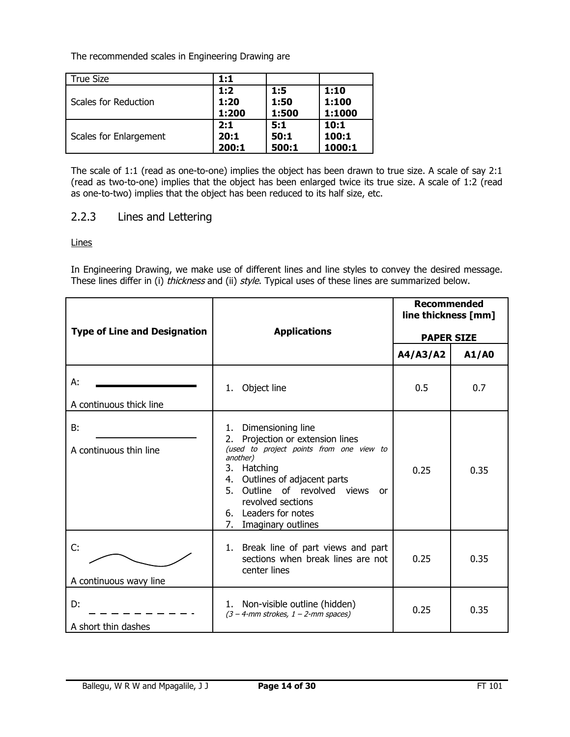The recommended scales in Engineering Drawing are

| True Size | **1:1** | | |
|---|---|---|---|
| Scales for Reduction | **1:2**<br>**1:20**<br>**1:200** | **1:5**<br>**1:50**<br>**1:500** | **1:10**<br>**1:100**<br>**1:1000** |
| Scales for Enlargement | **2:1**<br>**20:1**<br>**200:1** | **5:1**<br>**50:1**<br>**500:1** | **10:1**<br>**100:1**<br>**1000:1** |

The scale of 1:1 (read as one-to-one) implies the object has been drawn to true size. A scale of say 2:1 (read as two-to-one) implies that the object has been enlarged twice its true size. A scale of 1:2 (read as one-to-two) implies that the object has been reduced to its half size, etc.

## 2.2.3 Lines and Lettering

Lines

In Engineering Drawing, we make use of different lines and line styles to convey the desired message. These lines differ in (i) *thickness* and (ii) *style*. Typical uses of these lines are summarized below.

| **Type of Line and Designation** | **Applications** | **Recommended line thickness [mm]** **PAPER SIZE** | |
|---|---|---|---|
| | | **A4/A3/A2** | **A1/A0** |
| A: A continuous thick line | 1. Object line | 0.5 | 0.7 |
| B: A continuous thin line | 1. Dimensioning line<br>2. Projection or extension lines *(used to project points from one view to another)*<br>3. Hatching<br>4. Outlines of adjacent parts<br>5. Outline of revolved views or revolved sections<br>6. Leaders for notes<br>7. Imaginary outlines | 0.25 | 0.35 |
| C: A continuous wavy line | 1. Break line of part views and part sections when break lines are not center lines | 0.25 | 0.35 |
| D: A short thin dashes | 1. Non-visible outline (hidden) *(3 – 4-mm strokes, 1 – 2-mm spaces)* | 0.25 | 0.35 |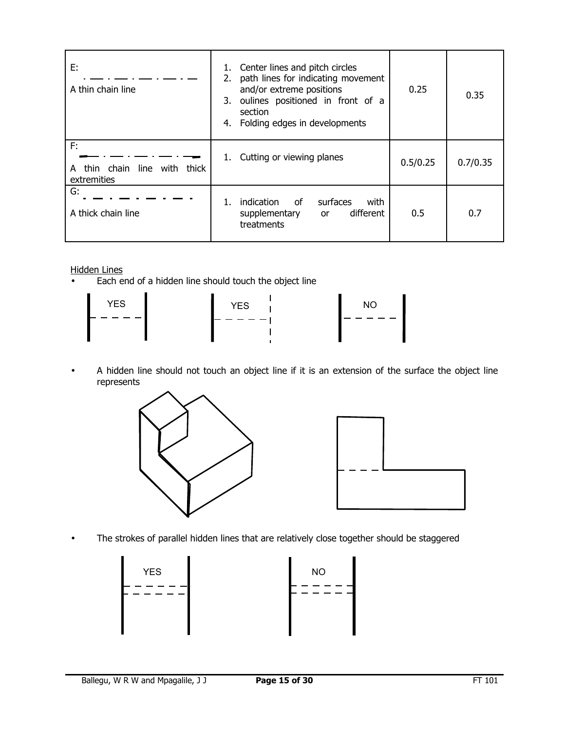| E: A thin chain line | 1. Center lines and pitch circles<br>2. path lines for indicating movement and/or extreme positions<br>3. oulines positioned in front of a section<br>4. Folding edges in developments | 0.25 | 0.35 |
|---|---|---|---|
| F: A thin chain line with thick extremities | 1. Cutting or viewing planes | 0.5/0.25 | 0.7/0.35 |
| G: A thick chain line | 1. indication of surfaces with supplementary or different treatments | 0.5 | 0.7 |

Hidden Lines

- Each end of a hidden line should touch the object line

YES YES NO

- A hidden line should not touch an object line if it is an extension of the surface the object line represents

- The strokes of parallel hidden lines that are relatively close together should be staggered

YES NO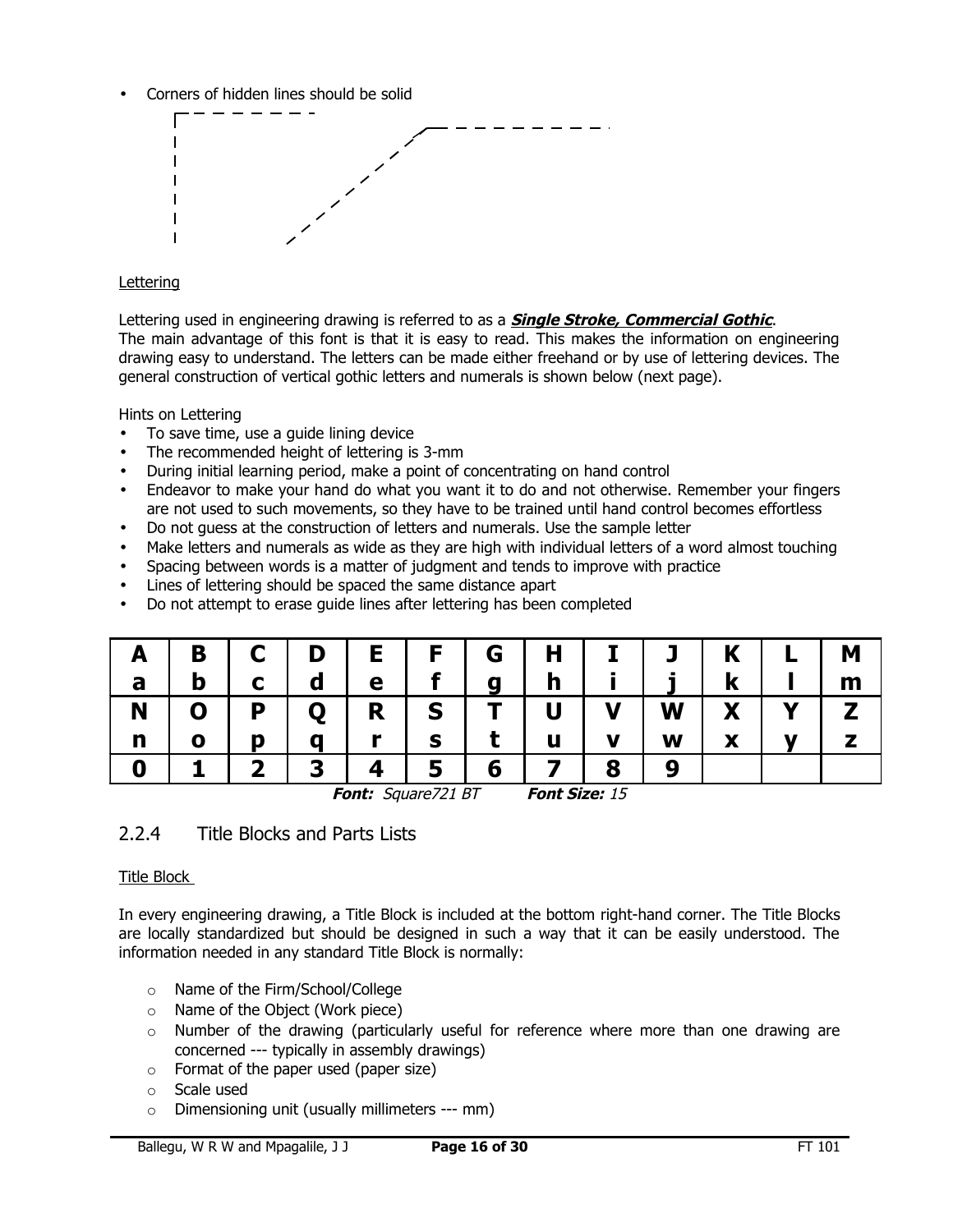- Corners of hidden lines should be solid

Lettering

Lettering used in engineering drawing is referred to as a ***Single Stroke, Commercial Gothic***.
The main advantage of this font is that it is easy to read. This makes the information on engineering drawing easy to understand. The letters can be made either freehand or by use of lettering devices. The general construction of vertical gothic letters and numerals is shown below (next page).

Hints on Lettering

- To save time, use a guide lining device
- The recommended height of lettering is 3-mm
- During initial learning period, make a point of concentrating on hand control
- Endeavor to make your hand do what you want it to do and not otherwise. Remember your fingers are not used to such movements, so they have to be trained until hand control becomes effortless
- Do not guess at the construction of letters and numerals. Use the sample letter
- Make letters and numerals as wide as they are high with individual letters of a word almost touching
- Spacing between words is a matter of judgment and tends to improve with practice
- Lines of lettering should be spaced the same distance apart
- Do not attempt to erase guide lines after lettering has been completed

| **A a** | **B b** | **C c** | **D d** | **E e** | **F f** | **G g** | **H h** | **I i** | **J j** | **K k** | **L l** | **M m** |
|---|---|---|---|---|---|---|---|---|---|---|---|---|
| **N n** | **O o** | **P p** | **Q q** | **R r** | **S s** | **T t** | **U u** | **V v** | **W w** | **X x** | **Y y** | **Z z** |
| **0** | **1** | **2** | **3** | **4** | **5** | **6** | **7** | **8** | **9** | | | |

***Font:*** *Square721 BT* ***Font Size:*** *15*

## 2.2.4 Title Blocks and Parts Lists

Title Block

In every engineering drawing, a Title Block is included at the bottom right-hand corner. The Title Blocks are locally standardized but should be designed in such a way that it can be easily understood. The information needed in any standard Title Block is normally:

- Name of the Firm/School/College
- Name of the Object (Work piece)
- Number of the drawing (particularly useful for reference where more than one drawing are concerned --- typically in assembly drawings)
- Format of the paper used (paper size)
- Scale used
- Dimensioning unit (usually millimeters --- mm)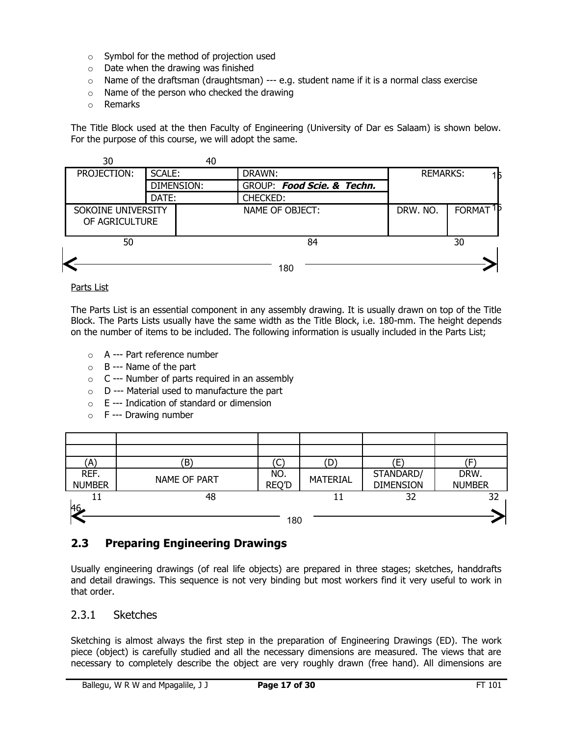- Symbol for the method of projection used
- Date when the drawing was finished
- Name of the draftsman (draughtsman) --- e.g. student name if it is a normal class exercise
- Name of the person who checked the drawing
- Remarks

The Title Block used at the then Faculty of Engineering (University of Dar es Salaam) is shown below. For the purpose of this course, we will adopt the same.

| PROJECTION: | SCALE: | DRAWN: | REMARKS: | |
|---|---|---|---|---|
| | DIMENSION: | GROUP: ***Food Scie. & Techn.*** | | |
| | DATE: | CHECKED: | | |
| SOKOINE UNIVERSITY OF AGRICULTURE | | NAME OF OBJECT: | DRW. NO. | FORMAT |

Dimensions: 30, 40, 15, 15, 50, 84, 30; overall width 180

## Parts List

The Parts List is an essential component in any assembly drawing. It is usually drawn on top of the Title Block. The Parts Lists usually have the same width as the Title Block, i.e. 180-mm. The height depends on the number of items to be included. The following information is usually included in the Parts List;

- A --- Part reference number
- B --- Name of the part
- C --- Number of parts required in an assembly
- D --- Material used to manufacture the part
- E --- Indication of standard or dimension
- F --- Drawing number

| | | | | | |
|---|---|---|---|---|---|
| | | | | | |
| (A) | (B) | (C) | (D) | (E) | (F) |
| REF. NUMBER | NAME OF PART | NO. REQ'D | MATERIAL | STANDARD/ DIMENSION | DRW. NUMBER |

Dimensions: 11, 48, 11, 32, 32, 46; overall width 180

## 2.3 Preparing Engineering Drawings

Usually engineering drawings (of real life objects) are prepared in three stages; sketches, handdrafts and detail drawings. This sequence is not very binding but most workers find it very useful to work in that order.

### 2.3.1 Sketches

Sketching is almost always the first step in the preparation of Engineering Drawings (ED). The work piece (object) is carefully studied and all the necessary dimensions are measured. The views that are necessary to completely describe the object are very roughly drawn (free hand). All dimensions are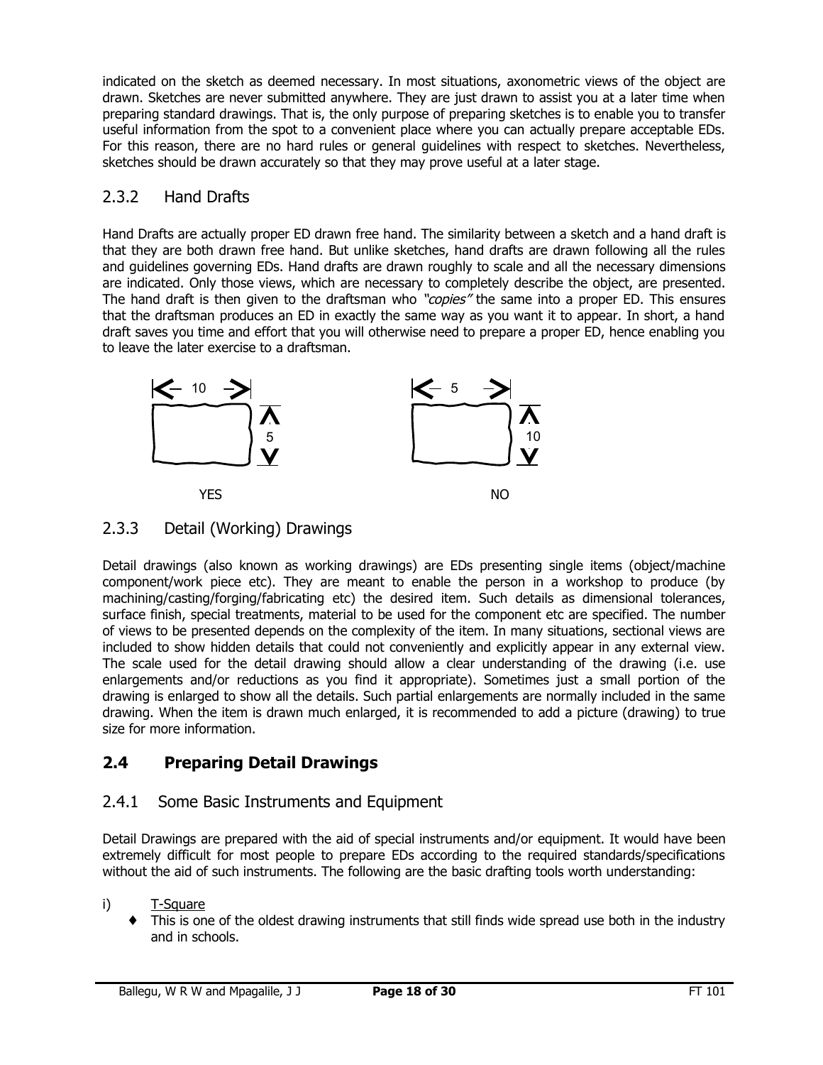indicated on the sketch as deemed necessary. In most situations, axonometric views of the object are drawn. Sketches are never submitted anywhere. They are just drawn to assist you at a later time when preparing standard drawings. That is, the only purpose of preparing sketches is to enable you to transfer useful information from the spot to a convenient place where you can actually prepare acceptable EDs. For this reason, there are no hard rules or general guidelines with respect to sketches. Nevertheless, sketches should be drawn accurately so that they may prove useful at a later stage.

### 2.3.2 Hand Drafts

Hand Drafts are actually proper ED drawn free hand. The similarity between a sketch and a hand draft is that they are both drawn free hand. But unlike sketches, hand drafts are drawn following all the rules and guidelines governing EDs. Hand drafts are drawn roughly to scale and all the necessary dimensions are indicated. Only those views, which are necessary to completely describe the object, are presented. The hand draft is then given to the draftsman who *"copies"* the same into a proper ED. This ensures that the draftsman produces an ED in exactly the same way as you want it to appear. In short, a hand draft saves you time and effort that you will otherwise need to prepare a proper ED, hence enabling you to leave the later exercise to a draftsman.

10 5 YES

5 10 NO

### 2.3.3 Detail (Working) Drawings

Detail drawings (also known as working drawings) are EDs presenting single items (object/machine component/work piece etc). They are meant to enable the person in a workshop to produce (by machining/casting/forging/fabricating etc) the desired item. Such details as dimensional tolerances, surface finish, special treatments, material to be used for the component etc are specified. The number of views to be presented depends on the complexity of the item. In many situations, sectional views are included to show hidden details that could not conveniently and explicitly appear in any external view. The scale used for the detail drawing should allow a clear understanding of the drawing (i.e. use enlargements and/or reductions as you find it appropriate). Sometimes just a small portion of the drawing is enlarged to show all the details. Such partial enlargements are normally included in the same drawing. When the item is drawn much enlarged, it is recommended to add a picture (drawing) to true size for more information.

## 2.4 Preparing Detail Drawings

### 2.4.1 Some Basic Instruments and Equipment

Detail Drawings are prepared with the aid of special instruments and/or equipment. It would have been extremely difficult for most people to prepare EDs according to the required standards/specifications without the aid of such instruments. The following are the basic drafting tools worth understanding:

i) <u>T-Square</u>
- This is one of the oldest drawing instruments that still finds wide spread use both in the industry and in schools.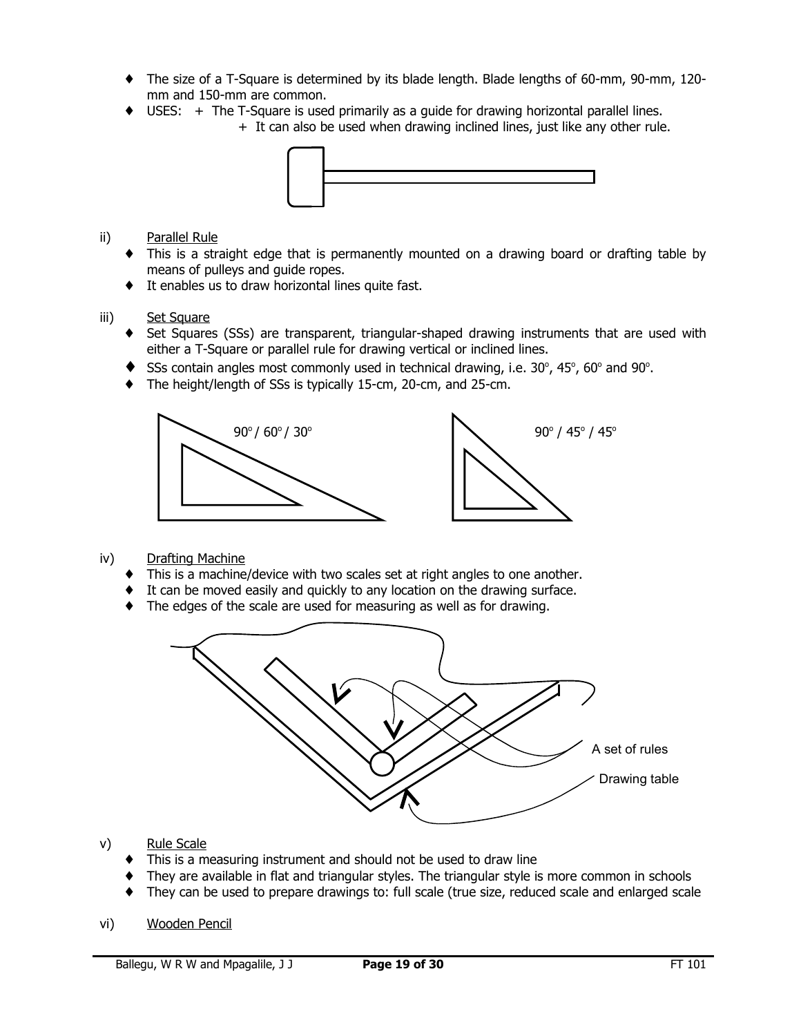- The size of a T-Square is determined by its blade length. Blade lengths of 60-mm, 90-mm, 120-mm and 150-mm are common.
- USES: + The T-Square is used primarily as a guide for drawing horizontal parallel lines.
  + It can also be used when drawing inclined lines, just like any other rule.

ii) Parallel Rule

- This is a straight edge that is permanently mounted on a drawing board or drafting table by means of pulleys and guide ropes.
- It enables us to draw horizontal lines quite fast.

iii) Set Square

- Set Squares (SSs) are transparent, triangular-shaped drawing instruments that are used with either a T-Square or parallel rule for drawing vertical or inclined lines.
- SSs contain angles most commonly used in technical drawing, i.e. 30°, 45°, 60° and 90°.
- The height/length of SSs is typically 15-cm, 20-cm, and 25-cm.

90° / 60° / 30°

90° / 45° / 45°

iv) Drafting Machine

- This is a machine/device with two scales set at right angles to one another.
- It can be moved easily and quickly to any location on the drawing surface.
- The edges of the scale are used for measuring as well as for drawing.

A set of rules

Drawing table

v) Rule Scale

- This is a measuring instrument and should not be used to draw line
- They are available in flat and triangular styles. The triangular style is more common in schools
- They can be used to prepare drawings to: full scale (true size, reduced scale and enlarged scale

vi) Wooden Pencil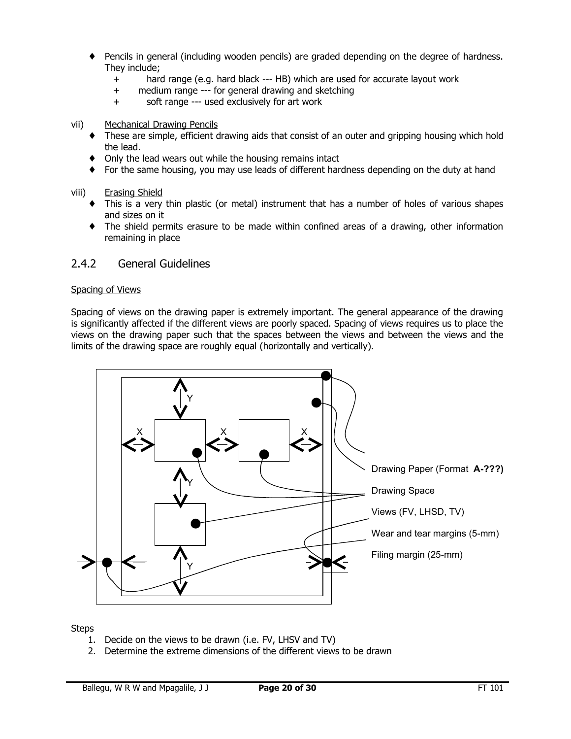- ♦ Pencils in general (including wooden pencils) are graded depending on the degree of hardness. They include;
  - + hard range (e.g. hard black --- HB) which are used for accurate layout work
  - + medium range --- for general drawing and sketching
  - + soft range --- used exclusively for art work

vii) Mechanical Drawing Pencils

- ♦ These are simple, efficient drawing aids that consist of an outer and gripping housing which hold the lead.
- ♦ Only the lead wears out while the housing remains intact
- ♦ For the same housing, you may use leads of different hardness depending on the duty at hand

viii) Erasing Shield

- ♦ This is a very thin plastic (or metal) instrument that has a number of holes of various shapes and sizes on it
- ♦ The shield permits erasure to be made within confined areas of a drawing, other information remaining in place

## 2.4.2 General Guidelines

Spacing of Views

Spacing of views on the drawing paper is extremely important. The general appearance of the drawing is significantly affected if the different views are poorly spaced. Spacing of views requires us to place the views on the drawing paper such that the spaces between the views and between the views and the limits of the drawing space are roughly equal (horizontally and vertically).

Y X X X Y Y

Drawing Paper (Format **A-???)**

Drawing Space

Views (FV, LHSD, TV)

Wear and tear margins (5-mm)

Filing margin (25-mm)

Steps

1. Decide on the views to be drawn (i.e. FV, LHSV and TV)
2. Determine the extreme dimensions of the different views to be drawn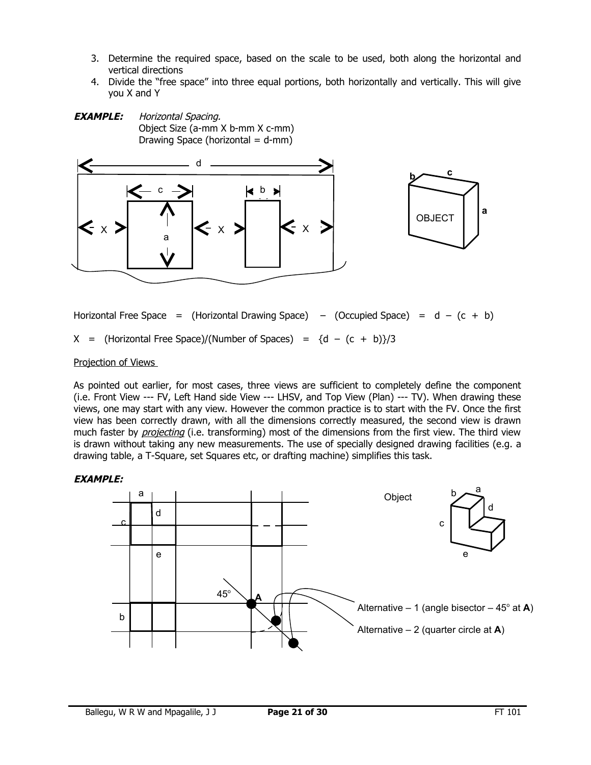3. Determine the required space, based on the scale to be used, both along the horizontal and vertical directions
4. Divide the "free space" into three equal portions, both horizontally and vertically. This will give you X and Y

***EXAMPLE:*** *Horizontal Spacing.*
Object Size (a-mm X b-mm X c-mm)
Drawing Space (horizontal = d-mm)

Horizontal Free Space = (Horizontal Drawing Space) – (Occupied Space) = $d - (c + b)$

$X$ = (Horizontal Free Space)/(Number of Spaces) = $\{d - (c + b)\}/3$

<u>Projection of Views</u>

As pointed out earlier, for most cases, three views are sufficient to completely define the component (i.e. Front View --- FV, Left Hand side View --- LHSV, and Top View (Plan) --- TV). When drawing these views, one may start with any view. However the common practice is to start with the FV. Once the first view has been correctly drawn, with all the dimensions correctly measured, the second view is drawn much faster by <u>*projecting*</u> (i.e. transforming) most of the dimensions from the first view. The third view is drawn without taking any new measurements. The use of specially designed drawing facilities (e.g. a drawing table, a T-Square, set Squares etc, or drafting machine) simplifies this task.

***EXAMPLE:***

Alternative – 1 (angle bisector – 45° at **A**)

Alternative – 2 (quarter circle at **A**)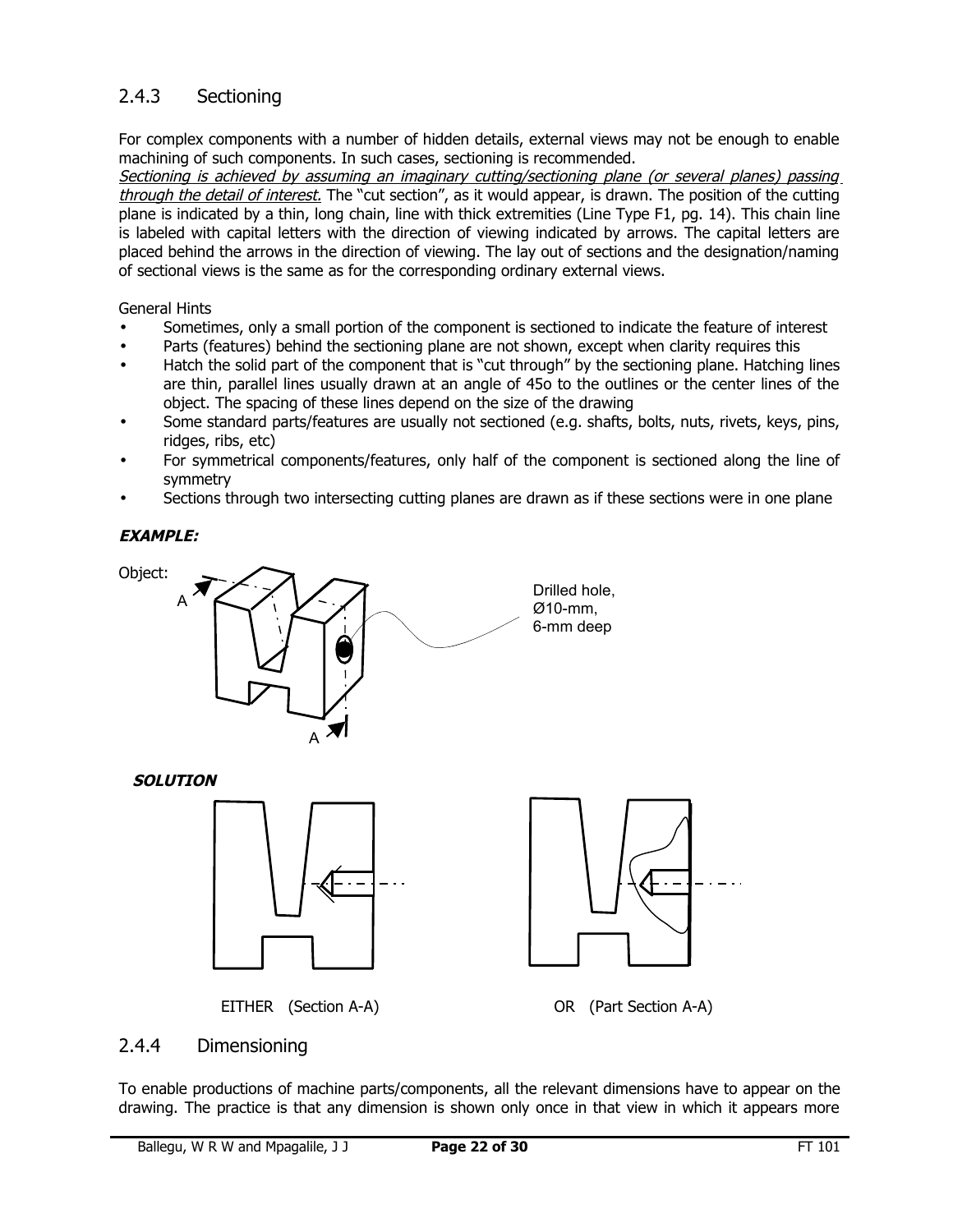### 2.4.3 Sectioning

For complex components with a number of hidden details, external views may not be enough to enable machining of such components. In such cases, sectioning is recommended.

*Sectioning is achieved by assuming an imaginary cutting/sectioning plane (or several planes) passing through the detail of interest.* The "cut section", as it would appear, is drawn. The position of the cutting plane is indicated by a thin, long chain, line with thick extremities (Line Type F1, pg. 14). This chain line is labeled with capital letters with the direction of viewing indicated by arrows. The capital letters are placed behind the arrows in the direction of viewing. The lay out of sections and the designation/naming of sectional views is the same as for the corresponding ordinary external views.

General Hints

- Sometimes, only a small portion of the component is sectioned to indicate the feature of interest
- Parts (features) behind the sectioning plane are not shown, except when clarity requires this
- Hatch the solid part of the component that is "cut through" by the sectioning plane. Hatching lines are thin, parallel lines usually drawn at an angle of 45o to the outlines or the center lines of the object. The spacing of these lines depend on the size of the drawing
- Some standard parts/features are usually not sectioned (e.g. shafts, bolts, nuts, rivets, keys, pins, ridges, ribs, etc)
- For symmetrical components/features, only half of the component is sectioned along the line of symmetry
- Sections through two intersecting cutting planes are drawn as if these sections were in one plane

***EXAMPLE:***

Object:

Drilled hole, Ø10-mm, 6-mm deep

***SOLUTION***

EITHER (Section A-A) OR (Part Section A-A)

### 2.4.4 Dimensioning

To enable productions of machine parts/components, all the relevant dimensions have to appear on the drawing. The practice is that any dimension is shown only once in that view in which it appears more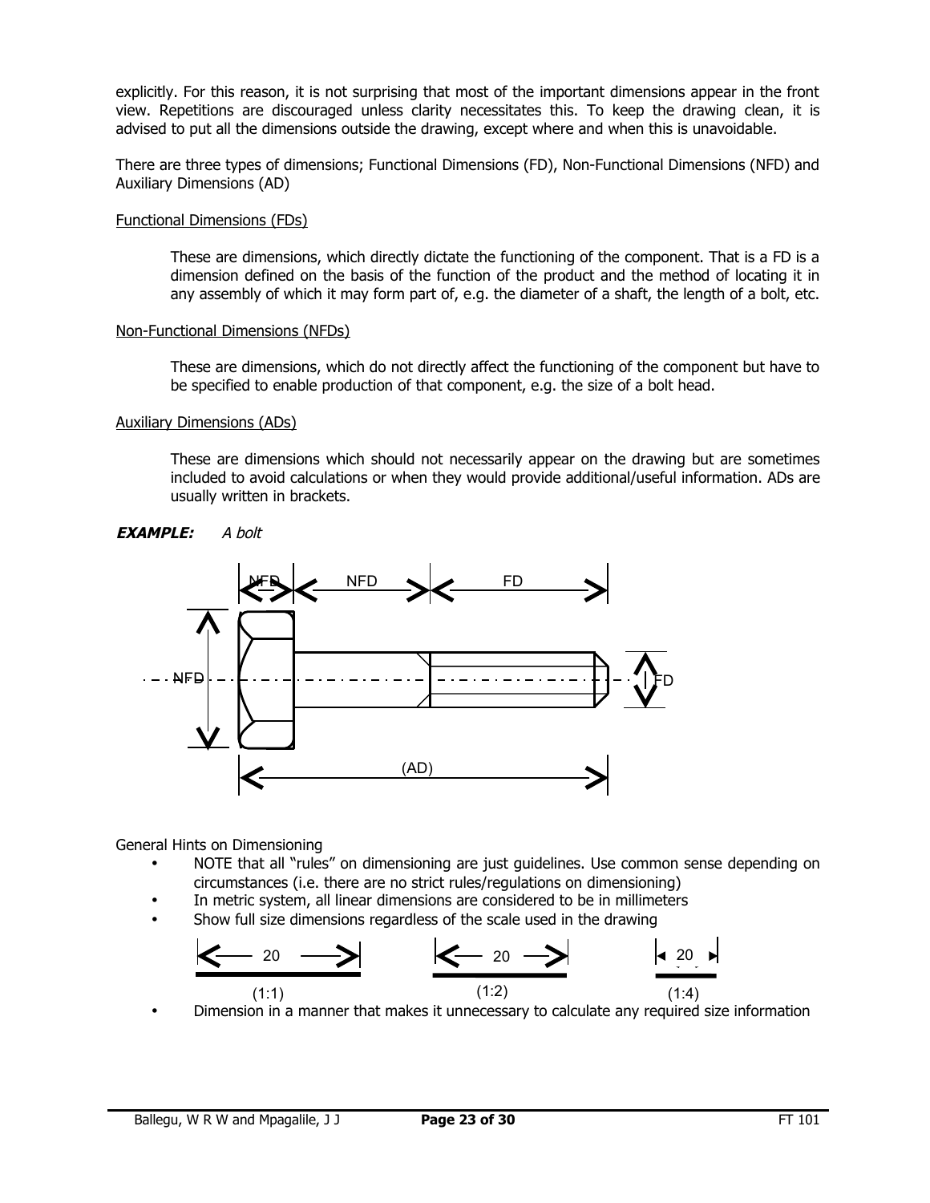explicitly. For this reason, it is not surprising that most of the important dimensions appear in the front view. Repetitions are discouraged unless clarity necessitates this. To keep the drawing clean, it is advised to put all the dimensions outside the drawing, except where and when this is unavoidable.

There are three types of dimensions; Functional Dimensions (FD), Non-Functional Dimensions (NFD) and Auxiliary Dimensions (AD)

Functional Dimensions (FDs)

> These are dimensions, which directly dictate the functioning of the component. That is a FD is a dimension defined on the basis of the function of the product and the method of locating it in any assembly of which it may form part of, e.g. the diameter of a shaft, the length of a bolt, etc.

Non-Functional Dimensions (NFDs)

> These are dimensions, which do not directly affect the functioning of the component but have to be specified to enable production of that component, e.g. the size of a bolt head.

Auxiliary Dimensions (ADs)

> These are dimensions which should not necessarily appear on the drawing but are sometimes included to avoid calculations or when they would provide additional/useful information. ADs are usually written in brackets.

***EXAMPLE:*** *A bolt*

NFD NFD FD

NFD FD

(AD)

General Hints on Dimensioning

- NOTE that all "rules" on dimensioning are just guidelines. Use common sense depending on circumstances (i.e. there are no strict rules/regulations on dimensioning)
- In metric system, all linear dimensions are considered to be in millimeters
- Show full size dimensions regardless of the scale used in the drawing

20 (1:1) 20 (1:2) 20 (1:4)

- Dimension in a manner that makes it unnecessary to calculate any required size information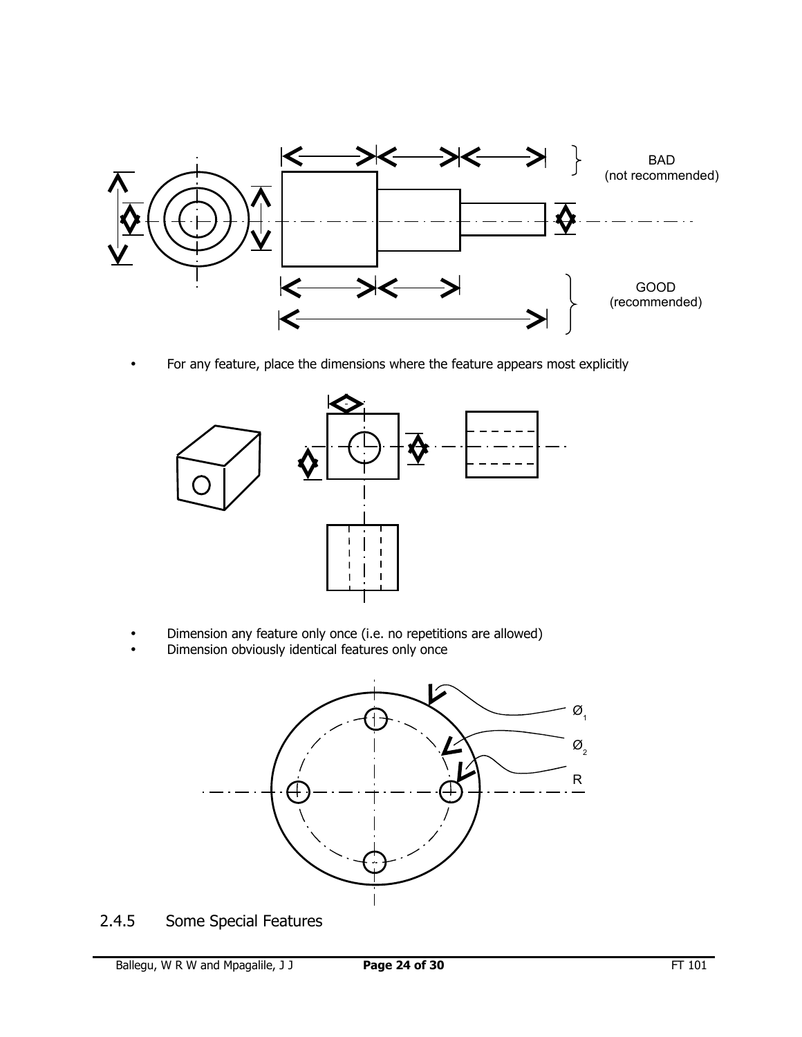BAD
(not recommended)

GOOD
(recommended)

- For any feature, place the dimensions where the feature appears most explicitly

- Dimension any feature only once (i.e. no repetitions are allowed)
- Dimension obviously identical features only once

$Ø_1$

$Ø_2$

R

### 2.4.5 Some Special Features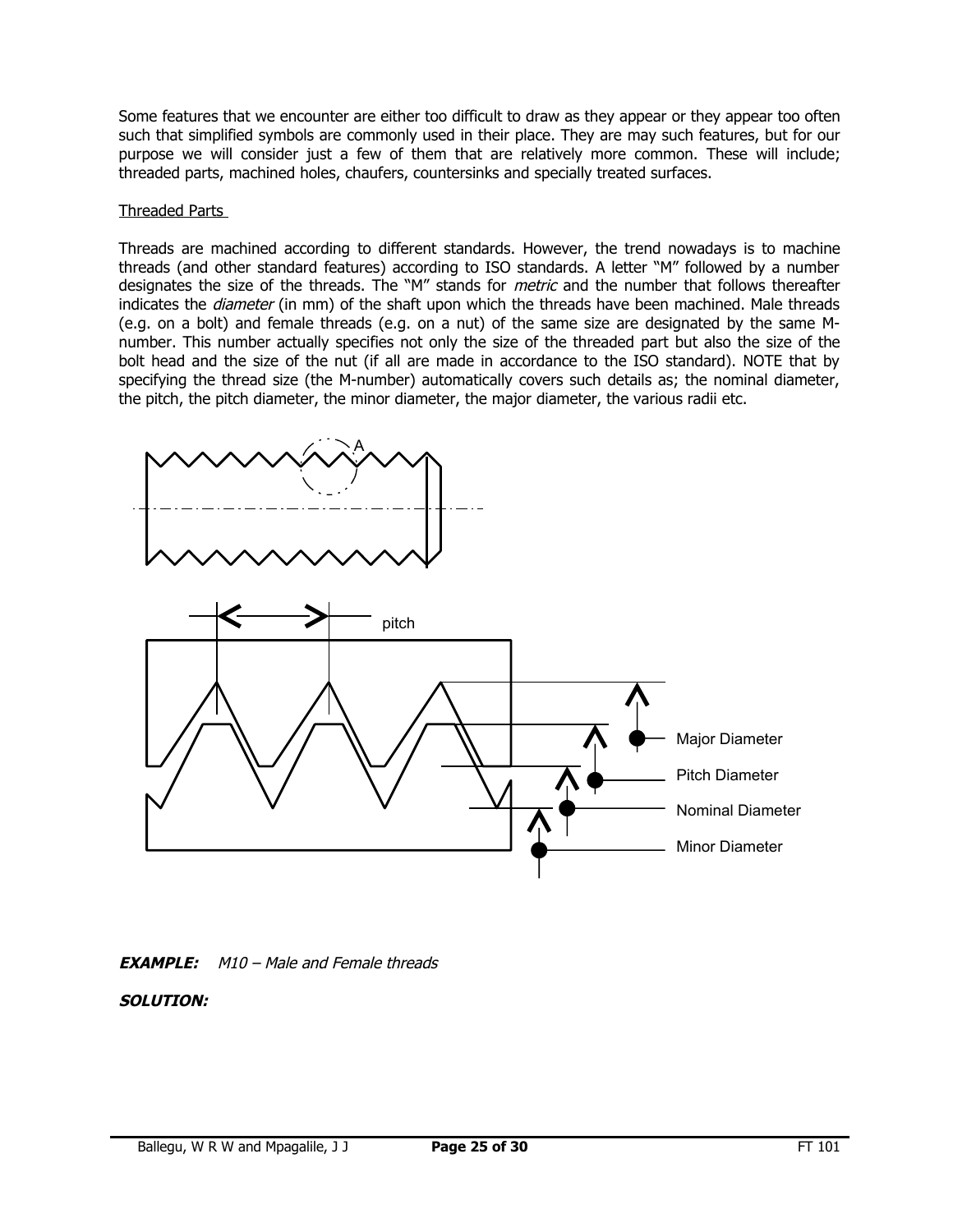Some features that we encounter are either too difficult to draw as they appear or they appear too often such that simplified symbols are commonly used in their place. They are may such features, but for our purpose we will consider just a few of them that are relatively more common. These will include; threaded parts, machined holes, chaufers, countersinks and specially treated surfaces.

Threaded Parts

Threads are machined according to different standards. However, the trend nowadays is to machine threads (and other standard features) according to ISO standards. A letter "M" followed by a number designates the size of the threads. The "M" stands for *metric* and the number that follows thereafter indicates the *diameter* (in mm) of the shaft upon which the threads have been machined. Male threads (e.g. on a bolt) and female threads (e.g. on a nut) of the same size are designated by the same M-number. This number actually specifies not only the size of the threaded part but also the size of the bolt head and the size of the nut (if all are made in accordance to the ISO standard). NOTE that by specifying the thread size (the M-number) automatically covers such details as; the nominal diameter, the pitch, the pitch diameter, the minor diameter, the major diameter, the various radii etc.

A

pitch

Major Diameter

Pitch Diameter

Nominal Diameter

Minor Diameter

***EXAMPLE:*** *M10 – Male and Female threads*

***SOLUTION:***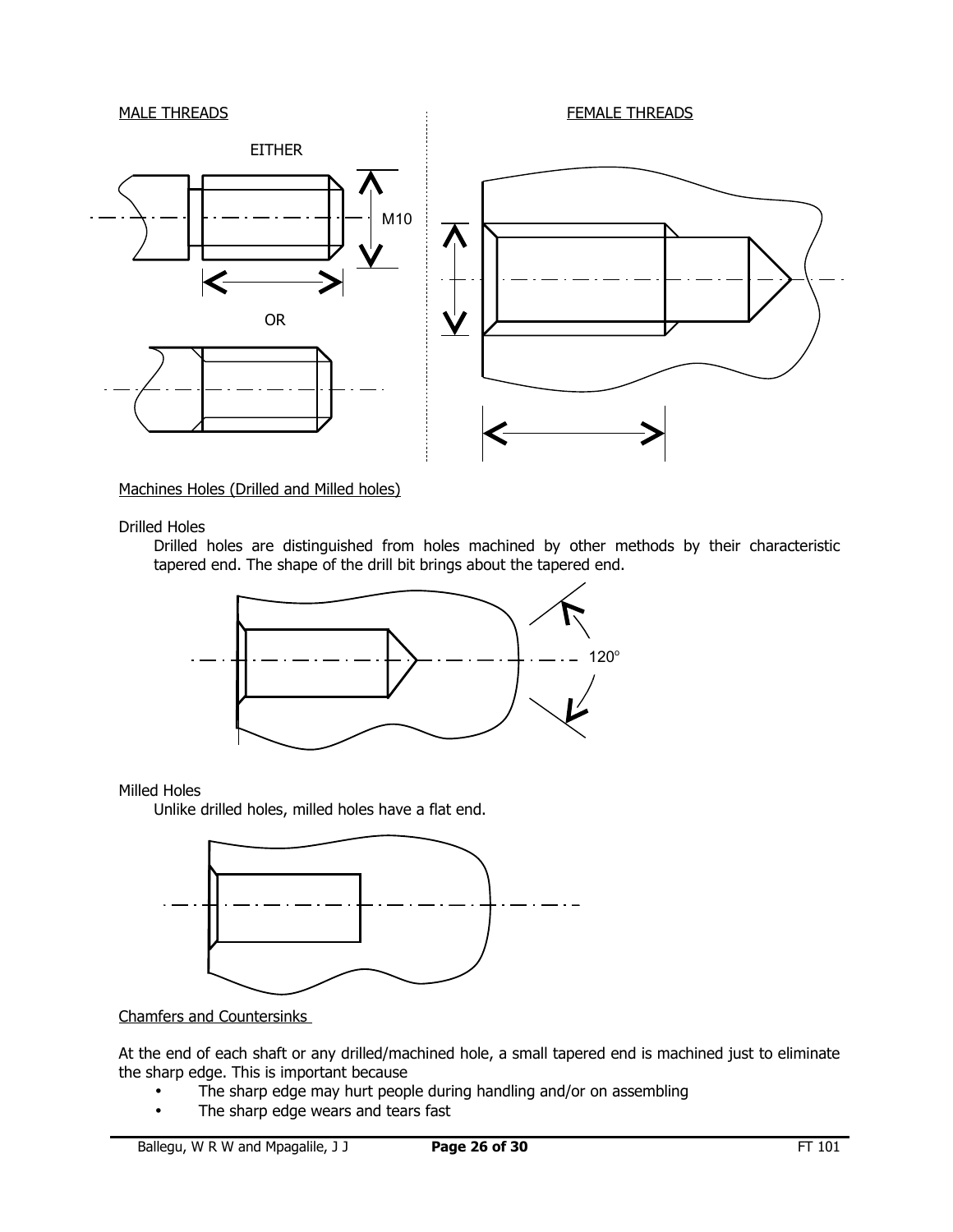MALE THREADS

EITHER

M10

OR

FEMALE THREADS

Machines Holes (Drilled and Milled holes)

Drilled Holes

Drilled holes are distinguished from holes machined by other methods by their characteristic tapered end. The shape of the drill bit brings about the tapered end.

120°

Milled Holes

Unlike drilled holes, milled holes have a flat end.

Chamfers and Countersinks

At the end of each shaft or any drilled/machined hole, a small tapered end is machined just to eliminate the sharp edge. This is important because

- The sharp edge may hurt people during handling and/or on assembling
- The sharp edge wears and tears fast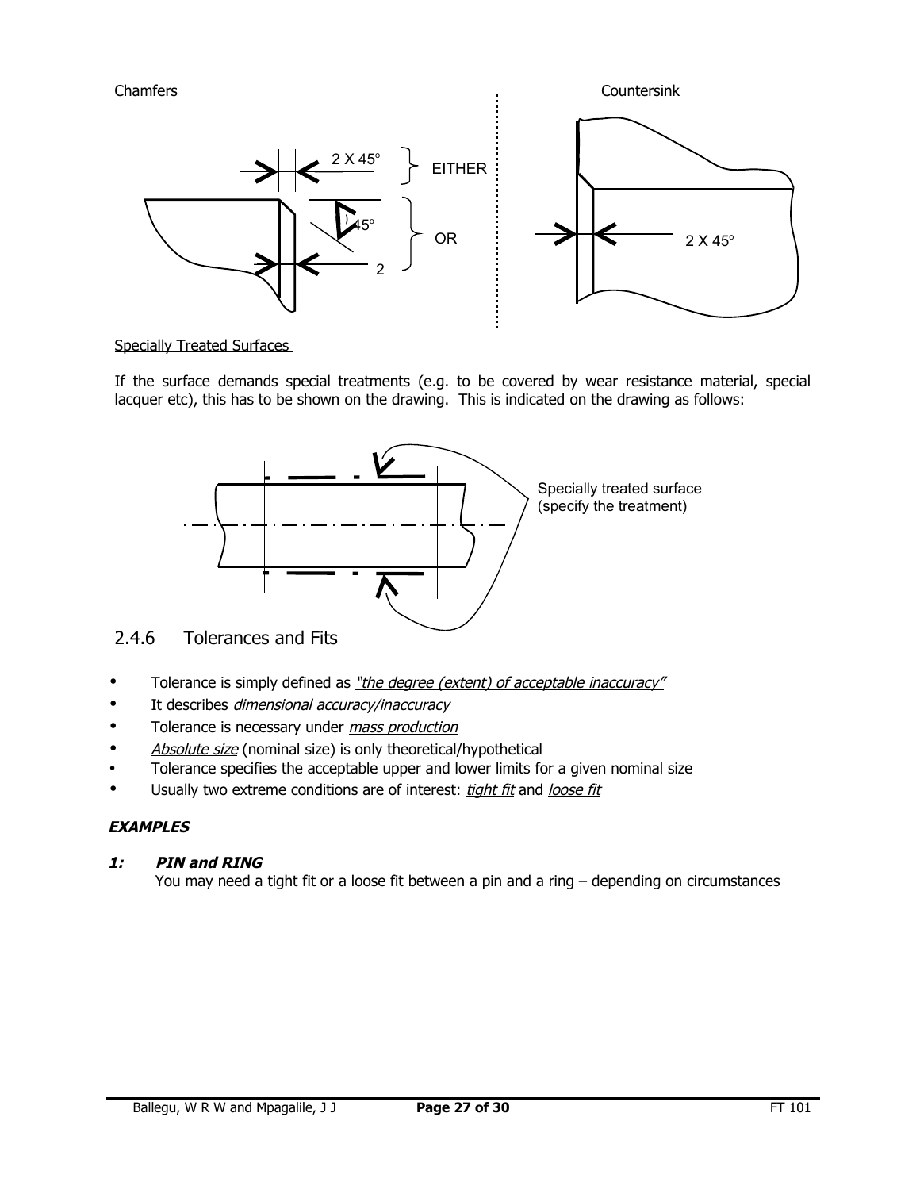Chamfers

2 X 45°

EITHER

45°

OR

2

Countersink

2 X 45°

<u>Specially Treated Surfaces</u>

If the surface demands special treatments (e.g. to be covered by wear resistance material, special lacquer etc), this has to be shown on the drawing. This is indicated on the drawing as follows:

Specially treated surface (specify the treatment)

## 2.4.6 Tolerances and Fits

- Tolerance is simply defined as *"the degree (extent) of acceptable inaccuracy"*
- It describes *dimensional accuracy/inaccuracy*
- Tolerance is necessary under *mass production*
- *Absolute size* (nominal size) is only theoretical/hypothetical
- Tolerance specifies the acceptable upper and lower limits for a given nominal size
- Usually two extreme conditions are of interest: *tight fit* and *loose fit*

***EXAMPLES***

***1: PIN and RING***

You may need a tight fit or a loose fit between a pin and a ring – depending on circumstances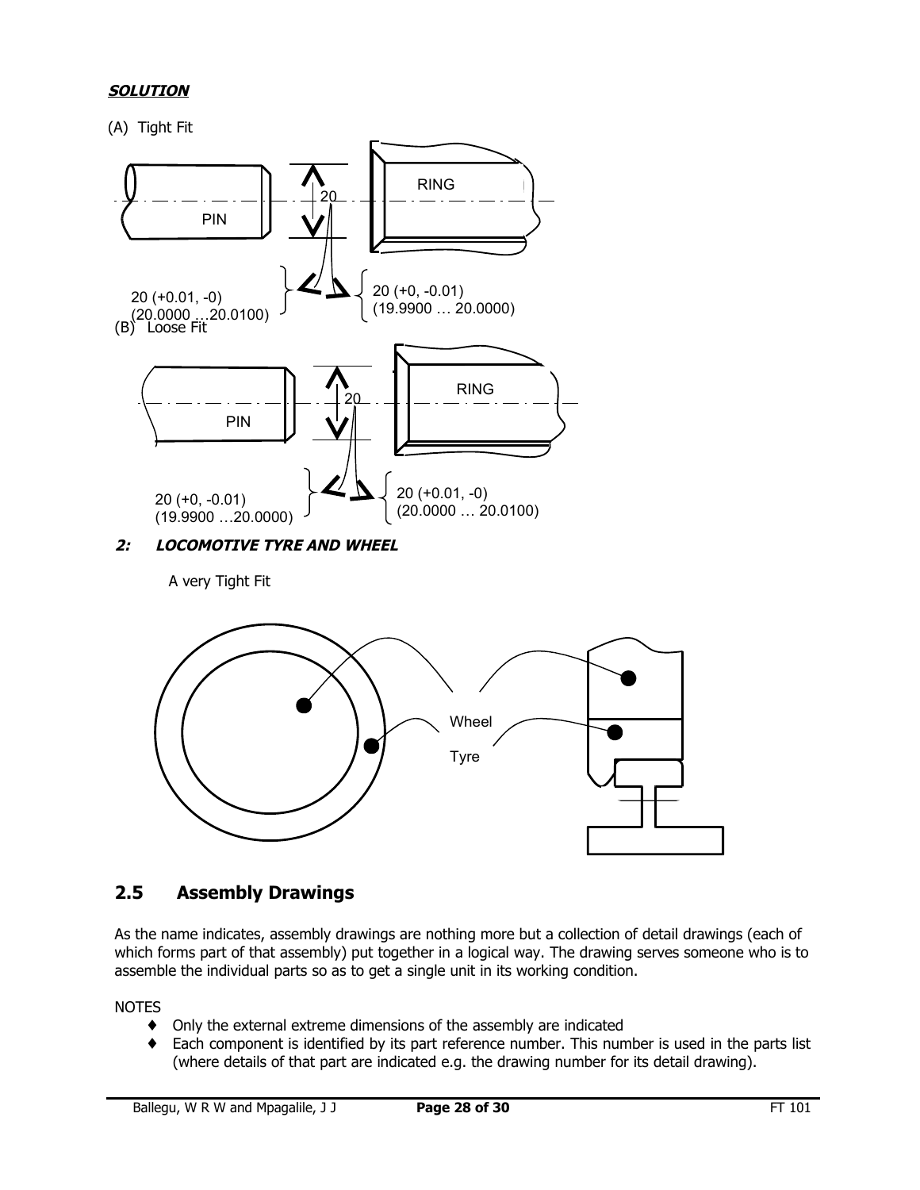***SOLUTION***

(A) Tight Fit

PIN

RING

20

20 (+0.01, -0)
(20.0000 …20.0100)

20 (+0, -0.01)
(19.9900 … 20.0000)

(B) Loose Fit

PIN

RING

20

20 (+0, -0.01)
(19.9900 …20.0000)

20 (+0.01, -0)
(20.0000 … 20.0100)

***2: LOCOMOTIVE TYRE AND WHEEL***

A very Tight Fit

Wheel

Tyre

## 2.5 Assembly Drawings

As the name indicates, assembly drawings are nothing more but a collection of detail drawings (each of which forms part of that assembly) put together in a logical way. The drawing serves someone who is to assemble the individual parts so as to get a single unit in its working condition.

NOTES

- Only the external extreme dimensions of the assembly are indicated
- Each component is identified by its part reference number. This number is used in the parts list (where details of that part are indicated e.g. the drawing number for its detail drawing).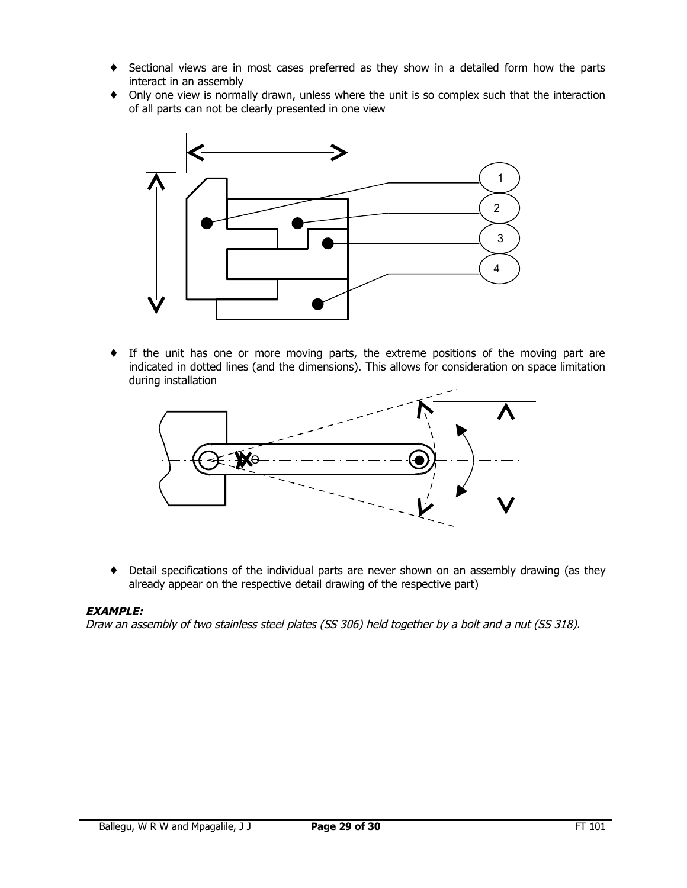- Sectional views are in most cases preferred as they show in a detailed form how the parts interact in an assembly
- Only one view is normally drawn, unless where the unit is so complex such that the interaction of all parts can not be clearly presented in one view

- If the unit has one or more moving parts, the extreme positions of the moving part are indicated in dotted lines (and the dimensions). This allows for consideration on space limitation during installation

- Detail specifications of the individual parts are never shown on an assembly drawing (as they already appear on the respective detail drawing of the respective part)

***EXAMPLE:***

*Draw an assembly of two stainless steel plates (SS 306) held together by a bolt and a nut (SS 318).*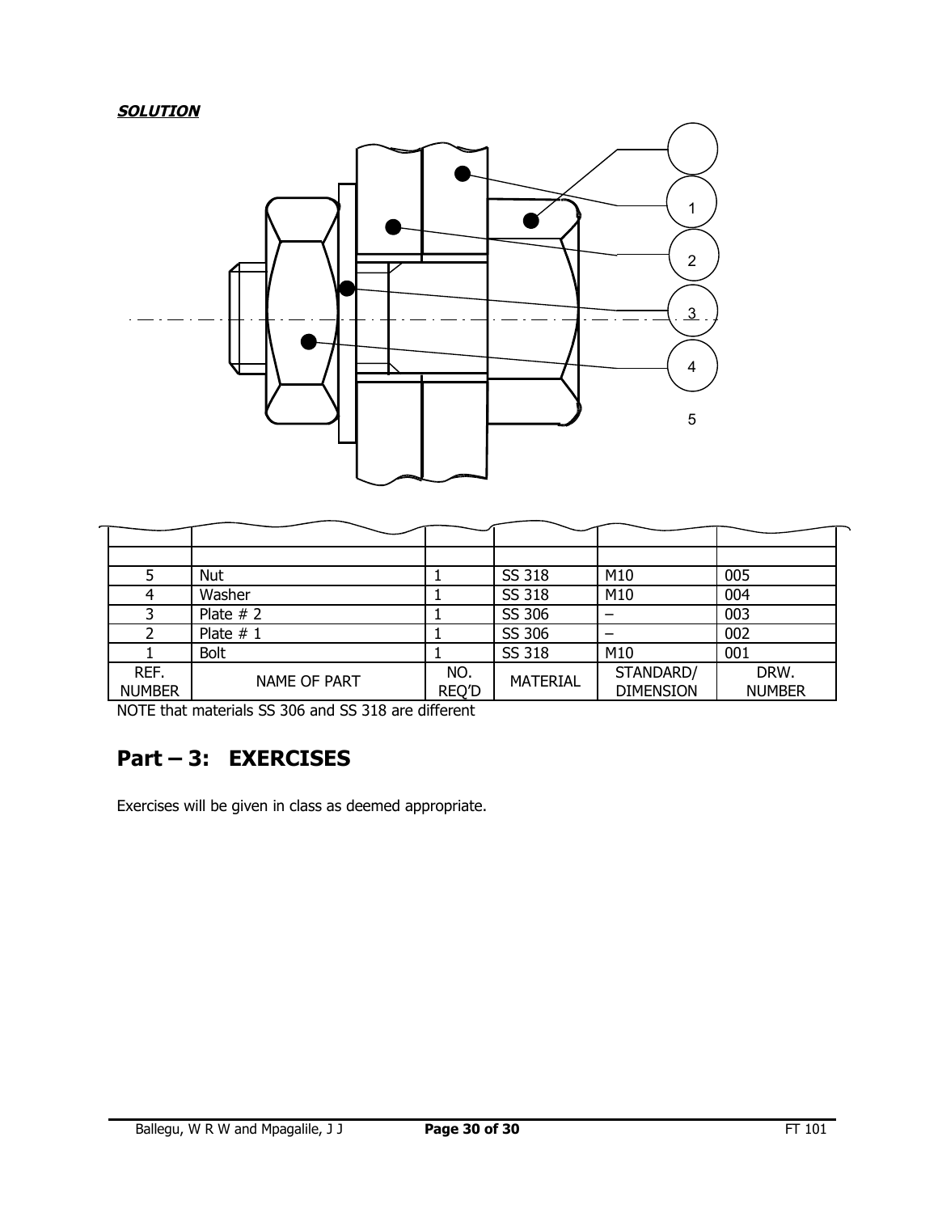***SOLUTION***

1

2

3

4

5

| | | | | | |
|---|---|---|---|---|---|
| | | | | | |
| | | | | | |
| 5 | Nut | 1 | SS 318 | M10 | 005 |
| 4 | Washer | 1 | SS 318 | M10 | 004 |
| 3 | Plate # 2 | 1 | SS 306 | – | 003 |
| 2 | Plate # 1 | 1 | SS 306 | – | 002 |
| 1 | Bolt | 1 | SS 318 | M10 | 001 |
| REF. NUMBER | NAME OF PART | NO. REQ'D | MATERIAL | STANDARD/ DIMENSION | DRW. NUMBER |

NOTE that materials SS 306 and SS 318 are different

# Part – 3: EXERCISES

Exercises will be given in class as deemed appropriate.